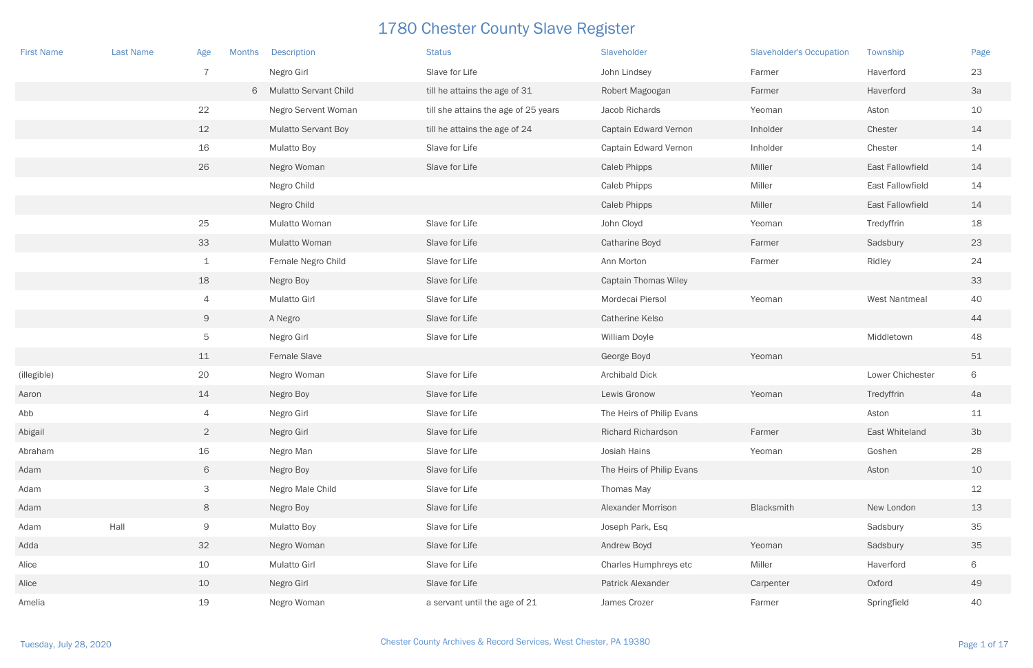# 1780 Chester County Slave Register

| First Name | Last Name | Age | Months | Description | Status | Slaveholder | Slaveholder's Occupation | Township | Page |
|---|---|---|---|---|---|---|---|---|---|
| | | 7 | | Negro Girl | Slave for Life | John Lindsey | Farmer | Haverford | 23 |
| | | | 6 | Mulatto Servant Child | till he attains the age of 31 | Robert Magoogan | Farmer | Haverford | 3a |
| | | 22 | | Negro Servent Woman | till she attains the age of 25 years | Jacob Richards | Yeoman | Aston | 10 |
| | | 12 | | Mulatto Servant Boy | till he attains the age of 24 | Captain Edward Vernon | Inholder | Chester | 14 |
| | | 16 | | Mulatto Boy | Slave for Life | Captain Edward Vernon | Inholder | Chester | 14 |
| | | 26 | | Negro Woman | Slave for Life | Caleb Phipps | Miller | East Fallowfield | 14 |
| | | | | Negro Child | | Caleb Phipps | Miller | East Fallowfield | 14 |
| | | | | Negro Child | | Caleb Phipps | Miller | East Fallowfield | 14 |
| | | 25 | | Mulatto Woman | Slave for Life | John Cloyd | Yeoman | Tredyffrin | 18 |
| | | 33 | | Mulatto Woman | Slave for Life | Catharine Boyd | Farmer | Sadsbury | 23 |
| | | 1 | | Female Negro Child | Slave for Life | Ann Morton | Farmer | Ridley | 24 |
| | | 18 | | Negro Boy | Slave for Life | Captain Thomas Wiley | | | 33 |
| | | 4 | | Mulatto Girl | Slave for Life | Mordecai Piersol | Yeoman | West Nantmeal | 40 |
| | | 9 | | A Negro | Slave for Life | Catherine Kelso | | | 44 |
| | | 5 | | Negro Girl | Slave for Life | William Doyle | | Middletown | 48 |
| | | 11 | | Female Slave | | George Boyd | Yeoman | | 51 |
| (illegible) | | 20 | | Negro Woman | Slave for Life | Archibald Dick | | Lower Chichester | 6 |
| Aaron | | 14 | | Negro Boy | Slave for Life | Lewis Gronow | Yeoman | Tredyffrin | 4a |
| Abb | | 4 | | Negro Girl | Slave for Life | The Heirs of Philip Evans | | Aston | 11 |
| Abigail | | 2 | | Negro Girl | Slave for Life | Richard Richardson | Farmer | East Whiteland | 3b |
| Abraham | | 16 | | Negro Man | Slave for Life | Josiah Hains | Yeoman | Goshen | 28 |
| Adam | | 6 | | Negro Boy | Slave for Life | The Heirs of Philip Evans | | Aston | 10 |
| Adam | | 3 | | Negro Male Child | Slave for Life | Thomas May | | | 12 |
| Adam | | 8 | | Negro Boy | Slave for Life | Alexander Morrison | Blacksmith | New London | 13 |
| Adam | Hall | 9 | | Mulatto Boy | Slave for Life | Joseph Park, Esq | | Sadsbury | 35 |
| Adda | | 32 | | Negro Woman | Slave for Life | Andrew Boyd | Yeoman | Sadsbury | 35 |
| Alice | | 10 | | Mulatto Girl | Slave for Life | Charles Humphreys etc | Miller | Haverford | 6 |
| Alice | | 10 | | Negro Girl | Slave for Life | Patrick Alexander | Carpenter | Oxford | 49 |
| Amelia | | 19 | | Negro Woman | a servant until the age of 21 | James Crozer | Farmer | Springfield | 40 |

Tuesday, July 28, 2020 Chester County Archives & Record Services, West Chester, PA 19380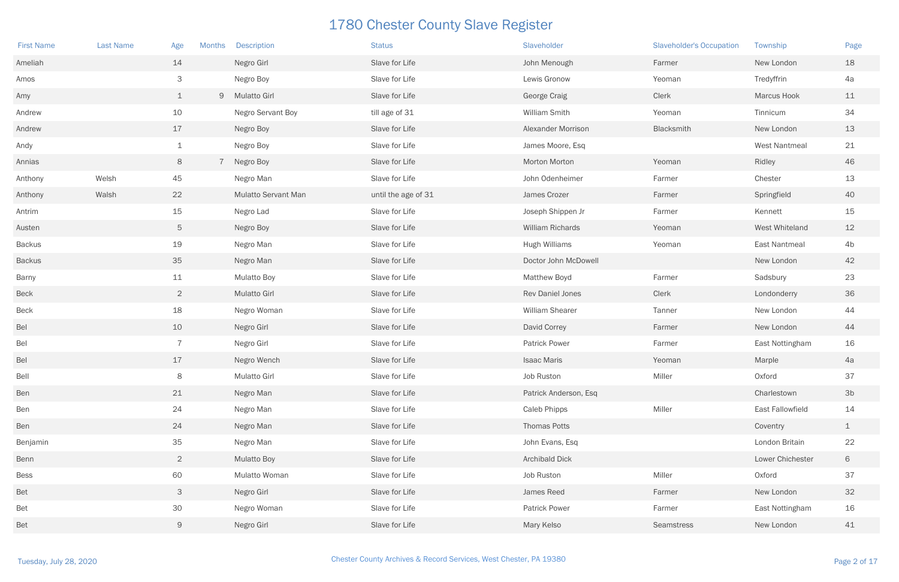# 1780 Chester County Slave Register

| First Name | Last Name | Age | Months | Description | Status | Slaveholder | Slaveholder's Occupation | Township | Page |
|---|---|---|---|---|---|---|---|---|---|
| Ameliah | | 14 | | Negro Girl | Slave for Life | John Menough | Farmer | New London | 18 |
| Amos | | 3 | | Negro Boy | Slave for Life | Lewis Gronow | Yeoman | Tredyffrin | 4a |
| Amy | | 1 | 9 | Mulatto Girl | Slave for Life | George Craig | Clerk | Marcus Hook | 11 |
| Andrew | | 10 | | Negro Servant Boy | till age of 31 | William Smith | Yeoman | Tinnicum | 34 |
| Andrew | | 17 | | Negro Boy | Slave for Life | Alexander Morrison | Blacksmith | New London | 13 |
| Andy | | 1 | | Negro Boy | Slave for Life | James Moore, Esq | | West Nantmeal | 21 |
| Annias | | 8 | 7 | Negro Boy | Slave for Life | Morton Morton | Yeoman | Ridley | 46 |
| Anthony | Welsh | 45 | | Negro Man | Slave for Life | John Odenheimer | Farmer | Chester | 13 |
| Anthony | Walsh | 22 | | Mulatto Servant Man | until the age of 31 | James Crozer | Farmer | Springfield | 40 |
| Antrim | | 15 | | Negro Lad | Slave for Life | Joseph Shippen Jr | Farmer | Kennett | 15 |
| Austen | | 5 | | Negro Boy | Slave for Life | William Richards | Yeoman | West Whiteland | 12 |
| Backus | | 19 | | Negro Man | Slave for Life | Hugh Williams | Yeoman | East Nantmeal | 4b |
| Backus | | 35 | | Negro Man | Slave for Life | Doctor John McDowell | | New London | 42 |
| Barny | | 11 | | Mulatto Boy | Slave for Life | Matthew Boyd | Farmer | Sadsbury | 23 |
| Beck | | 2 | | Mulatto Girl | Slave for Life | Rev Daniel Jones | Clerk | Londonderry | 36 |
| Beck | | 18 | | Negro Woman | Slave for Life | William Shearer | Tanner | New London | 44 |
| Bel | | 10 | | Negro Girl | Slave for Life | David Correy | Farmer | New London | 44 |
| Bel | | 7 | | Negro Girl | Slave for Life | Patrick Power | Farmer | East Nottingham | 16 |
| Bel | | 17 | | Negro Wench | Slave for Life | Isaac Maris | Yeoman | Marple | 4a |
| Bell | | 8 | | Mulatto Girl | Slave for Life | Job Ruston | Miller | Oxford | 37 |
| Ben | | 21 | | Negro Man | Slave for Life | Patrick Anderson, Esq | | Charlestown | 3b |
| Ben | | 24 | | Negro Man | Slave for Life | Caleb Phipps | Miller | East Fallowfield | 14 |
| Ben | | 24 | | Negro Man | Slave for Life | Thomas Potts | | Coventry | 1 |
| Benjamin | | 35 | | Negro Man | Slave for Life | John Evans, Esq | | London Britain | 22 |
| Benn | | 2 | | Mulatto Boy | Slave for Life | Archibald Dick | | Lower Chichester | 6 |
| Bess | | 60 | | Mulatto Woman | Slave for Life | Job Ruston | Miller | Oxford | 37 |
| Bet | | 3 | | Negro Girl | Slave for Life | James Reed | Farmer | New London | 32 |
| Bet | | 30 | | Negro Woman | Slave for Life | Patrick Power | Farmer | East Nottingham | 16 |
| Bet | | 9 | | Negro Girl | Slave for Life | Mary Kelso | Seamstress | New London | 41 |

Tuesday, July 28, 2020

Chester County Archives & Record Services, West Chester, PA 19380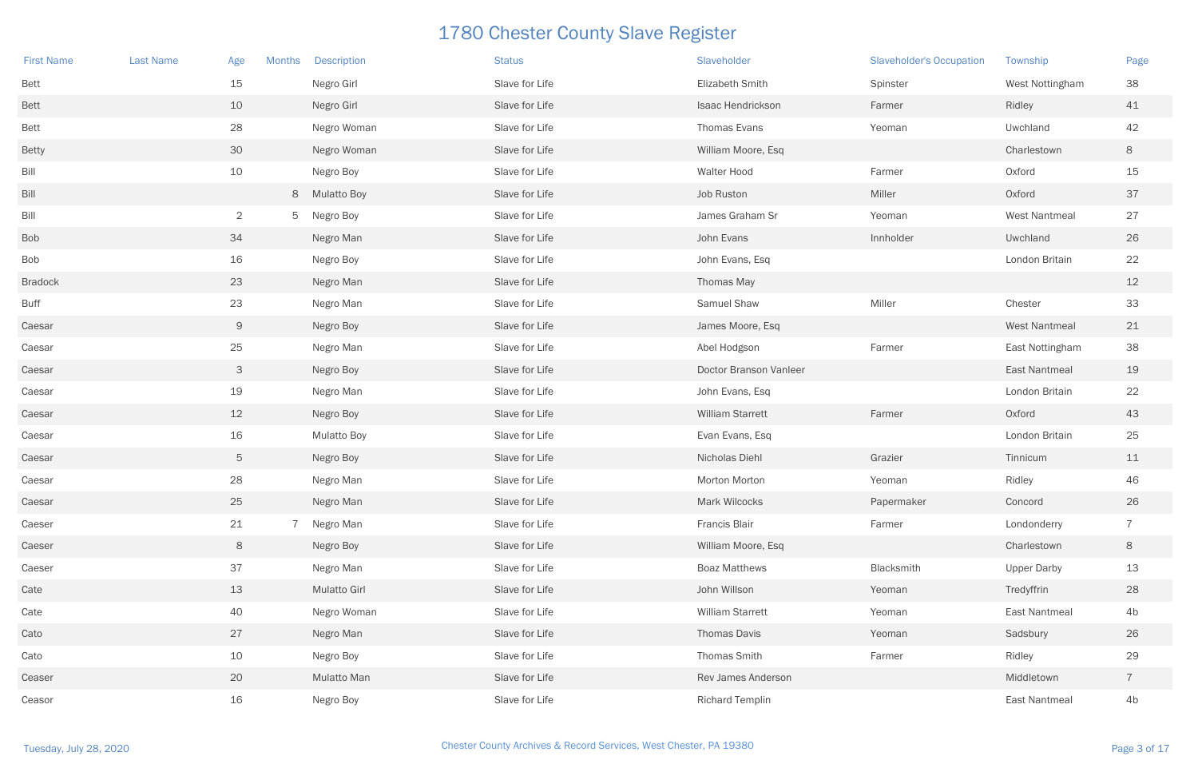# 1780 Chester County Slave Register

| First Name | Last Name | Age | Months | Description | Status | Slaveholder | Slaveholder's Occupation | Township | Page |
|---|---|---|---|---|---|---|---|---|---|
| Bett | | 15 | | Negro Girl | Slave for Life | Elizabeth Smith | Spinster | West Nottingham | 38 |
| Bett | | 10 | | Negro Girl | Slave for Life | Isaac Hendrickson | Farmer | Ridley | 41 |
| Bett | | 28 | | Negro Woman | Slave for Life | Thomas Evans | Yeoman | Uwchland | 42 |
| Betty | | 30 | | Negro Woman | Slave for Life | William Moore, Esq | | Charlestown | 8 |
| Bill | | 10 | | Negro Boy | Slave for Life | Walter Hood | Farmer | Oxford | 15 |
| Bill | | | 8 | Mulatto Boy | Slave for Life | Job Ruston | Miller | Oxford | 37 |
| Bill | | 2 | 5 | Negro Boy | Slave for Life | James Graham Sr | Yeoman | West Nantmeal | 27 |
| Bob | | 34 | | Negro Man | Slave for Life | John Evans | Innholder | Uwchland | 26 |
| Bob | | 16 | | Negro Boy | Slave for Life | John Evans, Esq | | London Britain | 22 |
| Bradock | | 23 | | Negro Man | Slave for Life | Thomas May | | | 12 |
| Buff | | 23 | | Negro Man | Slave for Life | Samuel Shaw | Miller | Chester | 33 |
| Caesar | | 9 | | Negro Boy | Slave for Life | James Moore, Esq | | West Nantmeal | 21 |
| Caesar | | 25 | | Negro Man | Slave for Life | Abel Hodgson | Farmer | East Nottingham | 38 |
| Caesar | | 3 | | Negro Boy | Slave for Life | Doctor Branson Vanleer | | East Nantmeal | 19 |
| Caesar | | 19 | | Negro Man | Slave for Life | John Evans, Esq | | London Britain | 22 |
| Caesar | | 12 | | Negro Boy | Slave for Life | William Starrett | Farmer | Oxford | 43 |
| Caesar | | 16 | | Mulatto Boy | Slave for Life | Evan Evans, Esq | | London Britain | 25 |
| Caesar | | 5 | | Negro Boy | Slave for Life | Nicholas Diehl | Grazier | Tinnicum | 11 |
| Caesar | | 28 | | Negro Man | Slave for Life | Morton Morton | Yeoman | Ridley | 46 |
| Caesar | | 25 | | Negro Man | Slave for Life | Mark Wilcocks | Papermaker | Concord | 26 |
| Caeser | | 21 | 7 | Negro Man | Slave for Life | Francis Blair | Farmer | Londonderry | 7 |
| Caeser | | 8 | | Negro Boy | Slave for Life | William Moore, Esq | | Charlestown | 8 |
| Caeser | | 37 | | Negro Man | Slave for Life | Boaz Matthews | Blacksmith | Upper Darby | 13 |
| Cate | | 13 | | Mulatto Girl | Slave for Life | John Willson | Yeoman | Tredyffrin | 28 |
| Cate | | 40 | | Negro Woman | Slave for Life | William Starrett | Yeoman | East Nantmeal | 4b |
| Cato | | 27 | | Negro Man | Slave for Life | Thomas Davis | Yeoman | Sadsbury | 26 |
| Cato | | 10 | | Negro Boy | Slave for Life | Thomas Smith | Farmer | Ridley | 29 |
| Ceaser | | 20 | | Mulatto Man | Slave for Life | Rev James Anderson | | Middletown | 7 |
| Ceasor | | 16 | | Negro Boy | Slave for Life | Richard Templin | | East Nantmeal | 4b |

Tuesday, July 28, 2020

Chester County Archives & Record Services, West Chester, PA 19380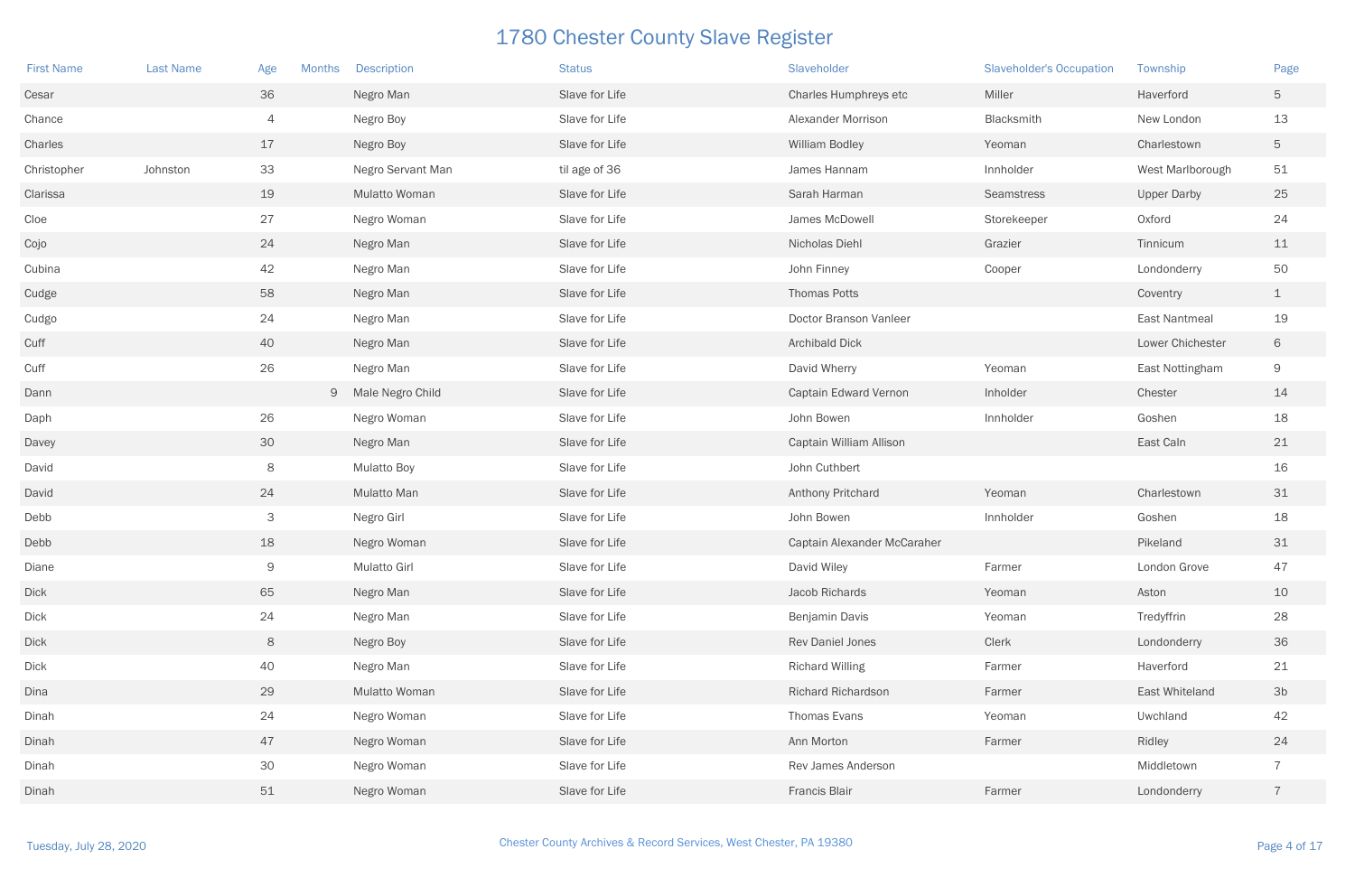# 1780 Chester County Slave Register

| First Name | Last Name | Age | Months | Description | Status | Slaveholder | Slaveholder's Occupation | Township | Page |
|---|---|---|---|---|---|---|---|---|---|
| Cesar | | 36 | | Negro Man | Slave for Life | Charles Humphreys etc | Miller | Haverford | 5 |
| Chance | | 4 | | Negro Boy | Slave for Life | Alexander Morrison | Blacksmith | New London | 13 |
| Charles | | 17 | | Negro Boy | Slave for Life | William Bodley | Yeoman | Charlestown | 5 |
| Christopher | Johnston | 33 | | Negro Servant Man | til age of 36 | James Hannam | Innholder | West Marlborough | 51 |
| Clarissa | | 19 | | Mulatto Woman | Slave for Life | Sarah Harman | Seamstress | Upper Darby | 25 |
| Cloe | | 27 | | Negro Woman | Slave for Life | James McDowell | Storekeeper | Oxford | 24 |
| Cojo | | 24 | | Negro Man | Slave for Life | Nicholas Diehl | Grazier | Tinnicum | 11 |
| Cubina | | 42 | | Negro Man | Slave for Life | John Finney | Cooper | Londonderry | 50 |
| Cudge | | 58 | | Negro Man | Slave for Life | Thomas Potts | | Coventry | 1 |
| Cudgo | | 24 | | Negro Man | Slave for Life | Doctor Branson Vanleer | | East Nantmeal | 19 |
| Cuff | | 40 | | Negro Man | Slave for Life | Archibald Dick | | Lower Chichester | 6 |
| Cuff | | 26 | | Negro Man | Slave for Life | David Wherry | Yeoman | East Nottingham | 9 |
| Dann | | | 9 | Male Negro Child | Slave for Life | Captain Edward Vernon | Inholder | Chester | 14 |
| Daph | | 26 | | Negro Woman | Slave for Life | John Bowen | Innholder | Goshen | 18 |
| Davey | | 30 | | Negro Man | Slave for Life | Captain William Allison | | East Caln | 21 |
| David | | 8 | | Mulatto Boy | Slave for Life | John Cuthbert | | | 16 |
| David | | 24 | | Mulatto Man | Slave for Life | Anthony Pritchard | Yeoman | Charlestown | 31 |
| Debb | | 3 | | Negro Girl | Slave for Life | John Bowen | Innholder | Goshen | 18 |
| Debb | | 18 | | Negro Woman | Slave for Life | Captain Alexander McCaraher | | Pikeland | 31 |
| Diane | | 9 | | Mulatto Girl | Slave for Life | David Wiley | Farmer | London Grove | 47 |
| Dick | | 65 | | Negro Man | Slave for Life | Jacob Richards | Yeoman | Aston | 10 |
| Dick | | 24 | | Negro Man | Slave for Life | Benjamin Davis | Yeoman | Tredyffrin | 28 |
| Dick | | 8 | | Negro Boy | Slave for Life | Rev Daniel Jones | Clerk | Londonderry | 36 |
| Dick | | 40 | | Negro Man | Slave for Life | Richard Willing | Farmer | Haverford | 21 |
| Dina | | 29 | | Mulatto Woman | Slave for Life | Richard Richardson | Farmer | East Whiteland | 3b |
| Dinah | | 24 | | Negro Woman | Slave for Life | Thomas Evans | Yeoman | Uwchland | 42 |
| Dinah | | 47 | | Negro Woman | Slave for Life | Ann Morton | Farmer | Ridley | 24 |
| Dinah | | 30 | | Negro Woman | Slave for Life | Rev James Anderson | | Middletown | 7 |
| Dinah | | 51 | | Negro Woman | Slave for Life | Francis Blair | Farmer | Londonderry | 7 |

Tuesday, July 28, 2020

Chester County Archives & Record Services, West Chester, PA 19380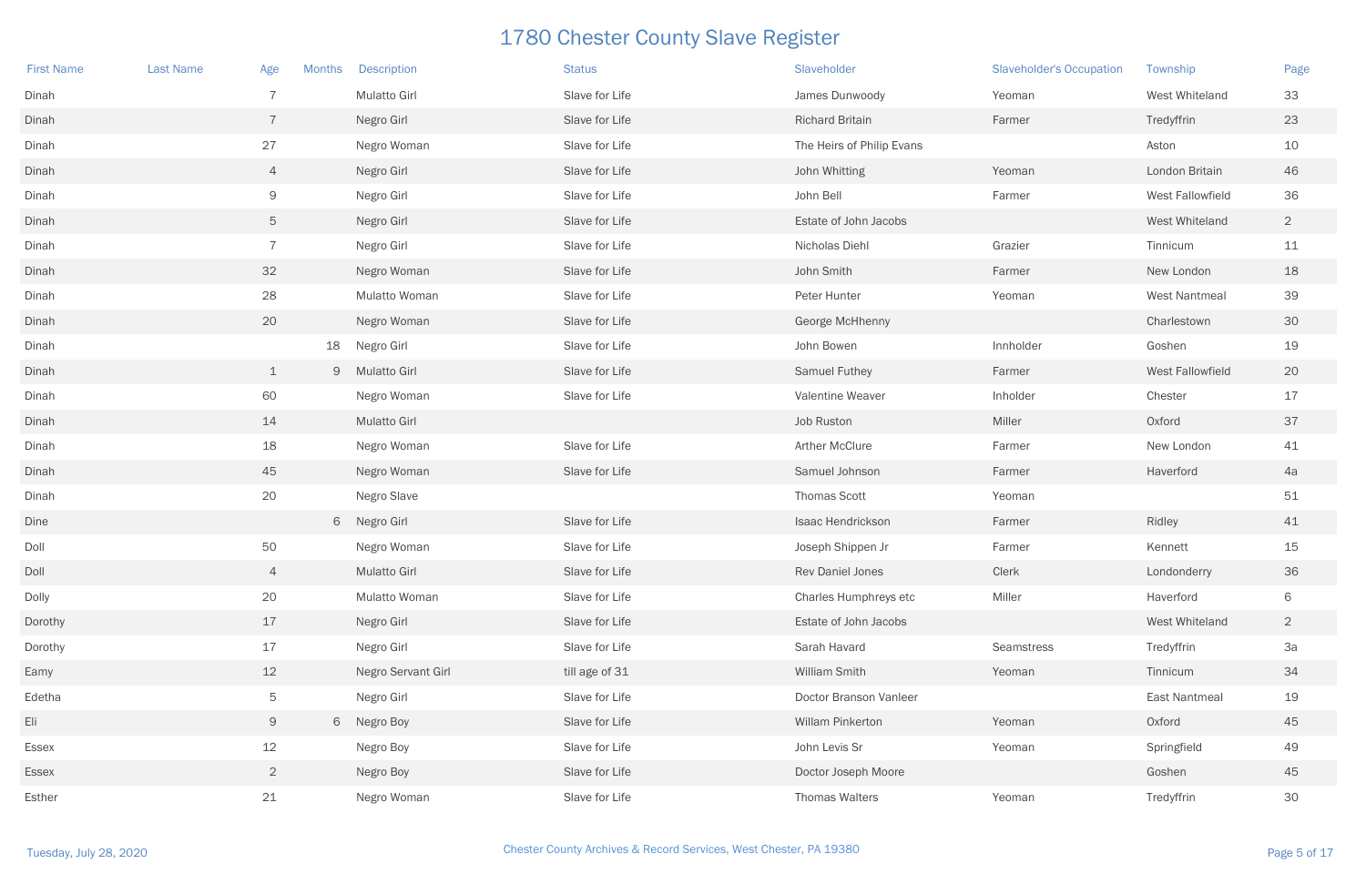# 1780 Chester County Slave Register

| First Name | Last Name | Age | Months | Description | Status | Slaveholder | Slaveholder's Occupation | Township | Page |
|---|---|---|---|---|---|---|---|---|---|
| Dinah | | 7 | | Mulatto Girl | Slave for Life | James Dunwoody | Yeoman | West Whiteland | 33 |
| Dinah | | 7 | | Negro Girl | Slave for Life | Richard Britain | Farmer | Tredyffrin | 23 |
| Dinah | | 27 | | Negro Woman | Slave for Life | The Heirs of Philip Evans | | Aston | 10 |
| Dinah | | 4 | | Negro Girl | Slave for Life | John Whitting | Yeoman | London Britain | 46 |
| Dinah | | 9 | | Negro Girl | Slave for Life | John Bell | Farmer | West Fallowfield | 36 |
| Dinah | | 5 | | Negro Girl | Slave for Life | Estate of John Jacobs | | West Whiteland | 2 |
| Dinah | | 7 | | Negro Girl | Slave for Life | Nicholas Diehl | Grazier | Tinnicum | 11 |
| Dinah | | 32 | | Negro Woman | Slave for Life | John Smith | Farmer | New London | 18 |
| Dinah | | 28 | | Mulatto Woman | Slave for Life | Peter Hunter | Yeoman | West Nantmeal | 39 |
| Dinah | | 20 | | Negro Woman | Slave for Life | George McHhenny | | Charlestown | 30 |
| Dinah | | | 18 | Negro Girl | Slave for Life | John Bowen | Innholder | Goshen | 19 |
| Dinah | | 1 | 9 | Mulatto Girl | Slave for Life | Samuel Futhey | Farmer | West Fallowfield | 20 |
| Dinah | | 60 | | Negro Woman | Slave for Life | Valentine Weaver | Inholder | Chester | 17 |
| Dinah | | 14 | | Mulatto Girl | | Job Ruston | Miller | Oxford | 37 |
| Dinah | | 18 | | Negro Woman | Slave for Life | Arther McClure | Farmer | New London | 41 |
| Dinah | | 45 | | Negro Woman | Slave for Life | Samuel Johnson | Farmer | Haverford | 4a |
| Dinah | | 20 | | Negro Slave | | Thomas Scott | Yeoman | | 51 |
| Dine | | | 6 | Negro Girl | Slave for Life | Isaac Hendrickson | Farmer | Ridley | 41 |
| Doll | | 50 | | Negro Woman | Slave for Life | Joseph Shippen Jr | Farmer | Kennett | 15 |
| Doll | | 4 | | Mulatto Girl | Slave for Life | Rev Daniel Jones | Clerk | Londonderry | 36 |
| Dolly | | 20 | | Mulatto Woman | Slave for Life | Charles Humphreys etc | Miller | Haverford | 6 |
| Dorothy | | 17 | | Negro Girl | Slave for Life | Estate of John Jacobs | | West Whiteland | 2 |
| Dorothy | | 17 | | Negro Girl | Slave for Life | Sarah Havard | Seamstress | Tredyffrin | 3a |
| Eamy | | 12 | | Negro Servant Girl | till age of 31 | William Smith | Yeoman | Tinnicum | 34 |
| Edetha | | 5 | | Negro Girl | Slave for Life | Doctor Branson Vanleer | | East Nantmeal | 19 |
| Eli | | 9 | 6 | Negro Boy | Slave for Life | Willam Pinkerton | Yeoman | Oxford | 45 |
| Essex | | 12 | | Negro Boy | Slave for Life | John Levis Sr | Yeoman | Springfield | 49 |
| Essex | | 2 | | Negro Boy | Slave for Life | Doctor Joseph Moore | | Goshen | 45 |
| Esther | | 21 | | Negro Woman | Slave for Life | Thomas Walters | Yeoman | Tredyffrin | 30 |

Tuesday, July 28, 2020

Chester County Archives & Record Services, West Chester, PA 19380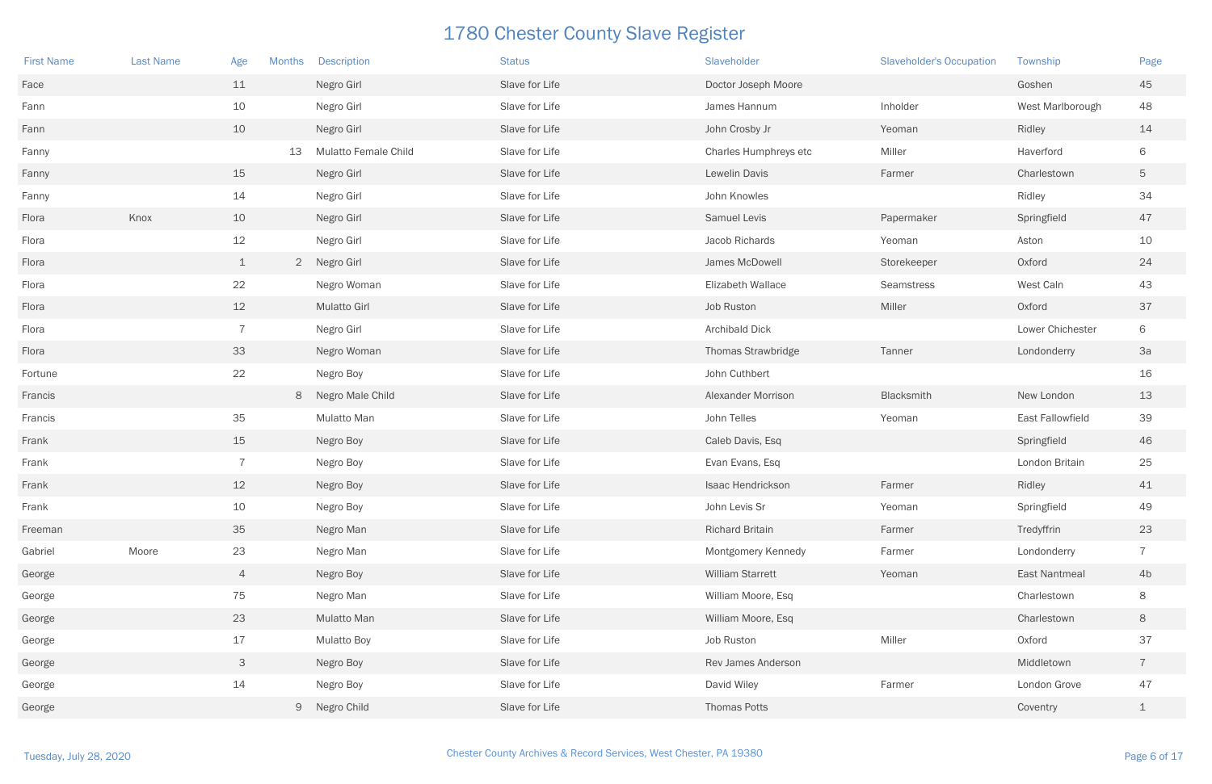# 1780 Chester County Slave Register

| First Name | Last Name | Age | Months | Description | Status | Slaveholder | Slaveholder's Occupation | Township | Page |
|---|---|---|---|---|---|---|---|---|---|
| Face | | 11 | | Negro Girl | Slave for Life | Doctor Joseph Moore | | Goshen | 45 |
| Fann | | 10 | | Negro Girl | Slave for Life | James Hannum | Inholder | West Marlborough | 48 |
| Fann | | 10 | | Negro Girl | Slave for Life | John Crosby Jr | Yeoman | Ridley | 14 |
| Fanny | | | 13 | Mulatto Female Child | Slave for Life | Charles Humphreys etc | Miller | Haverford | 6 |
| Fanny | | 15 | | Negro Girl | Slave for Life | Lewelin Davis | Farmer | Charlestown | 5 |
| Fanny | | 14 | | Negro Girl | Slave for Life | John Knowles | | Ridley | 34 |
| Flora | Knox | 10 | | Negro Girl | Slave for Life | Samuel Levis | Papermaker | Springfield | 47 |
| Flora | | 12 | | Negro Girl | Slave for Life | Jacob Richards | Yeoman | Aston | 10 |
| Flora | | 1 | 2 | Negro Girl | Slave for Life | James McDowell | Storekeeper | Oxford | 24 |
| Flora | | 22 | | Negro Woman | Slave for Life | Elizabeth Wallace | Seamstress | West Caln | 43 |
| Flora | | 12 | | Mulatto Girl | Slave for Life | Job Ruston | Miller | Oxford | 37 |
| Flora | | 7 | | Negro Girl | Slave for Life | Archibald Dick | | Lower Chichester | 6 |
| Flora | | 33 | | Negro Woman | Slave for Life | Thomas Strawbridge | Tanner | Londonderry | 3a |
| Fortune | | 22 | | Negro Boy | Slave for Life | John Cuthbert | | | 16 |
| Francis | | | 8 | Negro Male Child | Slave for Life | Alexander Morrison | Blacksmith | New London | 13 |
| Francis | | 35 | | Mulatto Man | Slave for Life | John Telles | Yeoman | East Fallowfield | 39 |
| Frank | | 15 | | Negro Boy | Slave for Life | Caleb Davis, Esq | | Springfield | 46 |
| Frank | | 7 | | Negro Boy | Slave for Life | Evan Evans, Esq | | London Britain | 25 |
| Frank | | 12 | | Negro Boy | Slave for Life | Isaac Hendrickson | Farmer | Ridley | 41 |
| Frank | | 10 | | Negro Boy | Slave for Life | John Levis Sr | Yeoman | Springfield | 49 |
| Freeman | | 35 | | Negro Man | Slave for Life | Richard Britain | Farmer | Tredyffrin | 23 |
| Gabriel | Moore | 23 | | Negro Man | Slave for Life | Montgomery Kennedy | Farmer | Londonderry | 7 |
| George | | 4 | | Negro Boy | Slave for Life | William Starrett | Yeoman | East Nantmeal | 4b |
| George | | 75 | | Negro Man | Slave for Life | William Moore, Esq | | Charlestown | 8 |
| George | | 23 | | Mulatto Man | Slave for Life | William Moore, Esq | | Charlestown | 8 |
| George | | 17 | | Mulatto Boy | Slave for Life | Job Ruston | Miller | Oxford | 37 |
| George | | 3 | | Negro Boy | Slave for Life | Rev James Anderson | | Middletown | 7 |
| George | | 14 | | Negro Boy | Slave for Life | David Wiley | Farmer | London Grove | 47 |
| George | | | 9 | Negro Child | Slave for Life | Thomas Potts | | Coventry | 1 |

Tuesday, July 28, 2020

Chester County Archives & Record Services, West Chester, PA 19380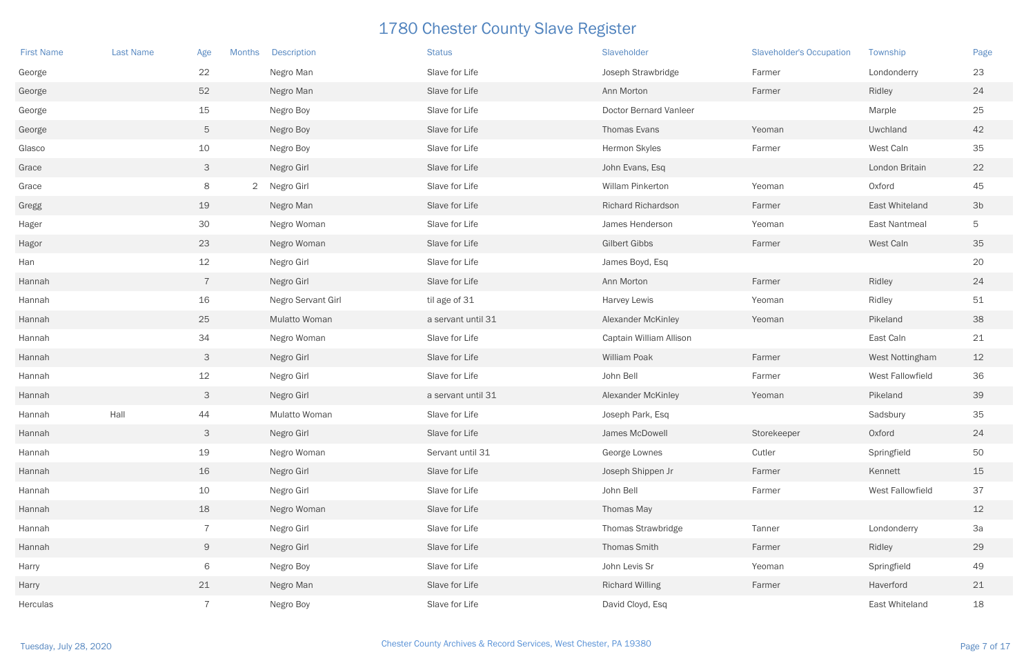# 1780 Chester County Slave Register

| First Name | Last Name | Age | Months | Description | Status | Slaveholder | Slaveholder's Occupation | Township | Page |
|---|---|---|---|---|---|---|---|---|---|
| George | | 22 | | Negro Man | Slave for Life | Joseph Strawbridge | Farmer | Londonderry | 23 |
| George | | 52 | | Negro Man | Slave for Life | Ann Morton | Farmer | Ridley | 24 |
| George | | 15 | | Negro Boy | Slave for Life | Doctor Bernard Vanleer | | Marple | 25 |
| George | | 5 | | Negro Boy | Slave for Life | Thomas Evans | Yeoman | Uwchland | 42 |
| Glasco | | 10 | | Negro Boy | Slave for Life | Hermon Skyles | Farmer | West Caln | 35 |
| Grace | | 3 | | Negro Girl | Slave for Life | John Evans, Esq | | London Britain | 22 |
| Grace | | 8 | 2 | Negro Girl | Slave for Life | Willam Pinkerton | Yeoman | Oxford | 45 |
| Gregg | | 19 | | Negro Man | Slave for Life | Richard Richardson | Farmer | East Whiteland | 3b |
| Hager | | 30 | | Negro Woman | Slave for Life | James Henderson | Yeoman | East Nantmeal | 5 |
| Hagor | | 23 | | Negro Woman | Slave for Life | Gilbert Gibbs | Farmer | West Caln | 35 |
| Han | | 12 | | Negro Girl | Slave for Life | James Boyd, Esq | | | 20 |
| Hannah | | 7 | | Negro Girl | Slave for Life | Ann Morton | Farmer | Ridley | 24 |
| Hannah | | 16 | | Negro Servant Girl | til age of 31 | Harvey Lewis | Yeoman | Ridley | 51 |
| Hannah | | 25 | | Mulatto Woman | a servant until 31 | Alexander McKinley | Yeoman | Pikeland | 38 |
| Hannah | | 34 | | Negro Woman | Slave for Life | Captain William Allison | | East Caln | 21 |
| Hannah | | 3 | | Negro Girl | Slave for Life | William Poak | Farmer | West Nottingham | 12 |
| Hannah | | 12 | | Negro Girl | Slave for Life | John Bell | Farmer | West Fallowfield | 36 |
| Hannah | | 3 | | Negro Girl | a servant until 31 | Alexander McKinley | Yeoman | Pikeland | 39 |
| Hannah | Hall | 44 | | Mulatto Woman | Slave for Life | Joseph Park, Esq | | Sadsbury | 35 |
| Hannah | | 3 | | Negro Girl | Slave for Life | James McDowell | Storekeeper | Oxford | 24 |
| Hannah | | 19 | | Negro Woman | Servant until 31 | George Lownes | Cutler | Springfield | 50 |
| Hannah | | 16 | | Negro Girl | Slave for Life | Joseph Shippen Jr | Farmer | Kennett | 15 |
| Hannah | | 10 | | Negro Girl | Slave for Life | John Bell | Farmer | West Fallowfield | 37 |
| Hannah | | 18 | | Negro Woman | Slave for Life | Thomas May | | | 12 |
| Hannah | | 7 | | Negro Girl | Slave for Life | Thomas Strawbridge | Tanner | Londonderry | 3a |
| Hannah | | 9 | | Negro Girl | Slave for Life | Thomas Smith | Farmer | Ridley | 29 |
| Harry | | 6 | | Negro Boy | Slave for Life | John Levis Sr | Yeoman | Springfield | 49 |
| Harry | | 21 | | Negro Man | Slave for Life | Richard Willing | Farmer | Haverford | 21 |
| Herculas | | 7 | | Negro Boy | Slave for Life | David Cloyd, Esq | | East Whiteland | 18 |

Tuesday, July 28, 2020 — Chester County Archives & Record Services, West Chester, PA 19380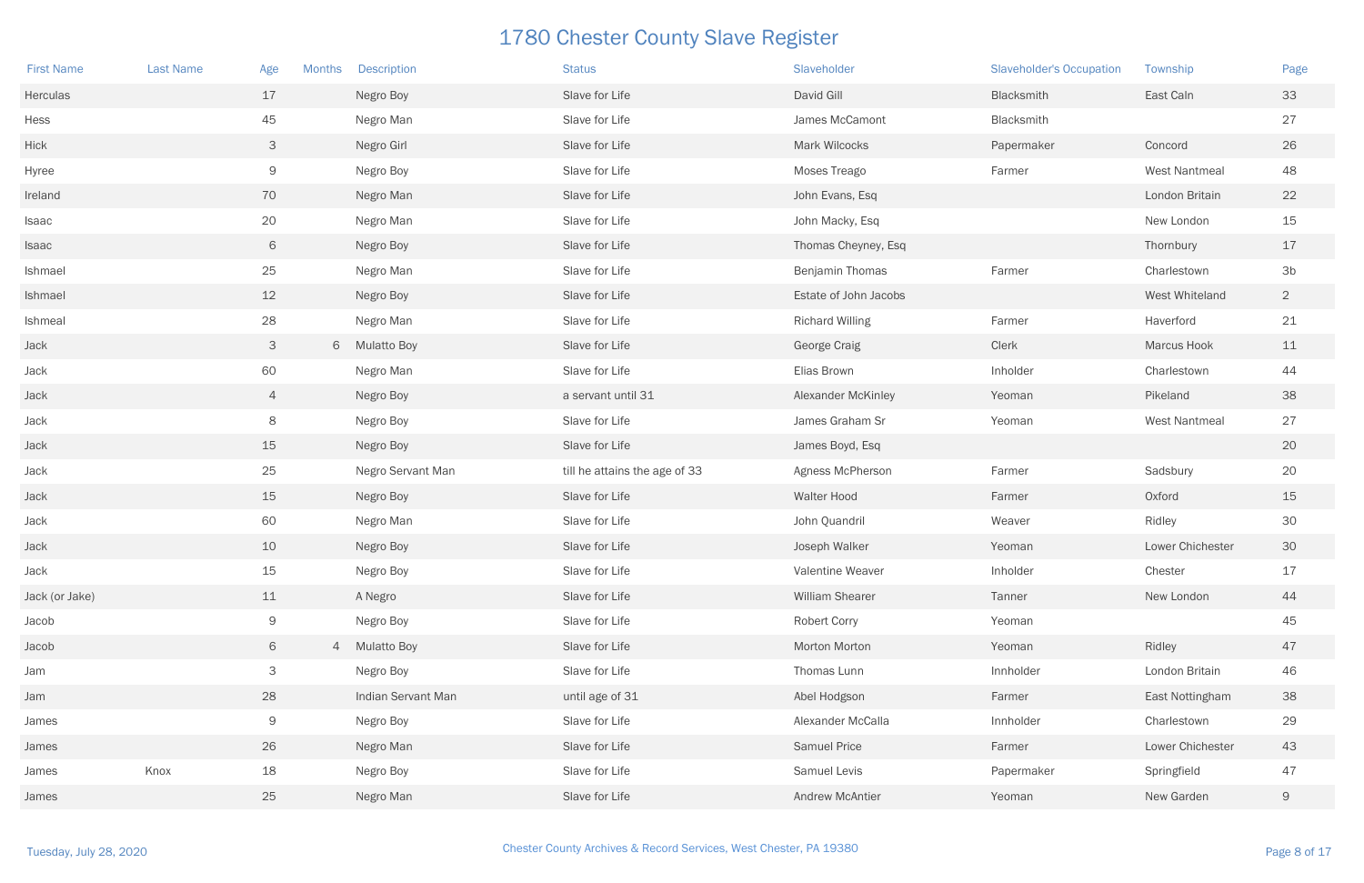# 1780 Chester County Slave Register

| First Name | Last Name | Age | Months | Description | Status | Slaveholder | Slaveholder's Occupation | Township | Page |
|---|---|---|---|---|---|---|---|---|---|
| Herculas | | 17 | | Negro Boy | Slave for Life | David Gill | Blacksmith | East Caln | 33 |
| Hess | | 45 | | Negro Man | Slave for Life | James McCamont | Blacksmith | | 27 |
| Hick | | 3 | | Negro Girl | Slave for Life | Mark Wilcocks | Papermaker | Concord | 26 |
| Hyree | | 9 | | Negro Boy | Slave for Life | Moses Treago | Farmer | West Nantmeal | 48 |
| Ireland | | 70 | | Negro Man | Slave for Life | John Evans, Esq | | London Britain | 22 |
| Isaac | | 20 | | Negro Man | Slave for Life | John Macky, Esq | | New London | 15 |
| Isaac | | 6 | | Negro Boy | Slave for Life | Thomas Cheyney, Esq | | Thornbury | 17 |
| Ishmael | | 25 | | Negro Man | Slave for Life | Benjamin Thomas | Farmer | Charlestown | 3b |
| Ishmael | | 12 | | Negro Boy | Slave for Life | Estate of John Jacobs | | West Whiteland | 2 |
| Ishmeal | | 28 | | Negro Man | Slave for Life | Richard Willing | Farmer | Haverford | 21 |
| Jack | | 3 | 6 | Mulatto Boy | Slave for Life | George Craig | Clerk | Marcus Hook | 11 |
| Jack | | 60 | | Negro Man | Slave for Life | Elias Brown | Inholder | Charlestown | 44 |
| Jack | | 4 | | Negro Boy | a servant until 31 | Alexander McKinley | Yeoman | Pikeland | 38 |
| Jack | | 8 | | Negro Boy | Slave for Life | James Graham Sr | Yeoman | West Nantmeal | 27 |
| Jack | | 15 | | Negro Boy | Slave for Life | James Boyd, Esq | | | 20 |
| Jack | | 25 | | Negro Servant Man | till he attains the age of 33 | Agness McPherson | Farmer | Sadsbury | 20 |
| Jack | | 15 | | Negro Boy | Slave for Life | Walter Hood | Farmer | Oxford | 15 |
| Jack | | 60 | | Negro Man | Slave for Life | John Quandril | Weaver | Ridley | 30 |
| Jack | | 10 | | Negro Boy | Slave for Life | Joseph Walker | Yeoman | Lower Chichester | 30 |
| Jack | | 15 | | Negro Boy | Slave for Life | Valentine Weaver | Inholder | Chester | 17 |
| Jack (or Jake) | | 11 | | A Negro | Slave for Life | William Shearer | Tanner | New London | 44 |
| Jacob | | 9 | | Negro Boy | Slave for Life | Robert Corry | Yeoman | | 45 |
| Jacob | | 6 | 4 | Mulatto Boy | Slave for Life | Morton Morton | Yeoman | Ridley | 47 |
| Jam | | 3 | | Negro Boy | Slave for Life | Thomas Lunn | Innholder | London Britain | 46 |
| Jam | | 28 | | Indian Servant Man | until age of 31 | Abel Hodgson | Farmer | East Nottingham | 38 |
| James | | 9 | | Negro Boy | Slave for Life | Alexander McCalla | Innholder | Charlestown | 29 |
| James | | 26 | | Negro Man | Slave for Life | Samuel Price | Farmer | Lower Chichester | 43 |
| James | Knox | 18 | | Negro Boy | Slave for Life | Samuel Levis | Papermaker | Springfield | 47 |
| James | | 25 | | Negro Man | Slave for Life | Andrew McAntier | Yeoman | New Garden | 9 |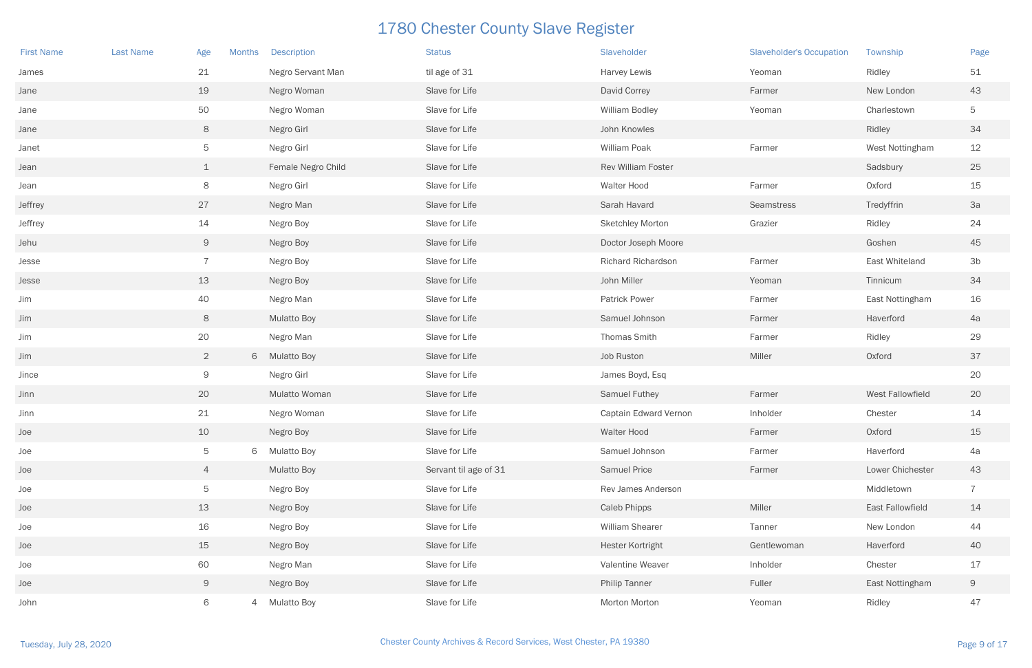# 1780 Chester County Slave Register

| First Name | Last Name | Age | Months | Description | Status | Slaveholder | Slaveholder's Occupation | Township | Page |
|---|---|---|---|---|---|---|---|---|---|
| James | | 21 | | Negro Servant Man | til age of 31 | Harvey Lewis | Yeoman | Ridley | 51 |
| Jane | | 19 | | Negro Woman | Slave for Life | David Correy | Farmer | New London | 43 |
| Jane | | 50 | | Negro Woman | Slave for Life | William Bodley | Yeoman | Charlestown | 5 |
| Jane | | 8 | | Negro Girl | Slave for Life | John Knowles | | Ridley | 34 |
| Janet | | 5 | | Negro Girl | Slave for Life | William Poak | Farmer | West Nottingham | 12 |
| Jean | | 1 | | Female Negro Child | Slave for Life | Rev William Foster | | Sadsbury | 25 |
| Jean | | 8 | | Negro Girl | Slave for Life | Walter Hood | Farmer | Oxford | 15 |
| Jeffrey | | 27 | | Negro Man | Slave for Life | Sarah Havard | Seamstress | Tredyffrin | 3a |
| Jeffrey | | 14 | | Negro Boy | Slave for Life | Sketchley Morton | Grazier | Ridley | 24 |
| Jehu | | 9 | | Negro Boy | Slave for Life | Doctor Joseph Moore | | Goshen | 45 |
| Jesse | | 7 | | Negro Boy | Slave for Life | Richard Richardson | Farmer | East Whiteland | 3b |
| Jesse | | 13 | | Negro Boy | Slave for Life | John Miller | Yeoman | Tinnicum | 34 |
| Jim | | 40 | | Negro Man | Slave for Life | Patrick Power | Farmer | East Nottingham | 16 |
| Jim | | 8 | | Mulatto Boy | Slave for Life | Samuel Johnson | Farmer | Haverford | 4a |
| Jim | | 20 | | Negro Man | Slave for Life | Thomas Smith | Farmer | Ridley | 29 |
| Jim | | 2 | 6 | Mulatto Boy | Slave for Life | Job Ruston | Miller | Oxford | 37 |
| Jince | | 9 | | Negro Girl | Slave for Life | James Boyd, Esq | | | 20 |
| Jinn | | 20 | | Mulatto Woman | Slave for Life | Samuel Futhey | Farmer | West Fallowfield | 20 |
| Jinn | | 21 | | Negro Woman | Slave for Life | Captain Edward Vernon | Inholder | Chester | 14 |
| Joe | | 10 | | Negro Boy | Slave for Life | Walter Hood | Farmer | Oxford | 15 |
| Joe | | 5 | 6 | Mulatto Boy | Slave for Life | Samuel Johnson | Farmer | Haverford | 4a |
| Joe | | 4 | | Mulatto Boy | Servant til age of 31 | Samuel Price | Farmer | Lower Chichester | 43 |
| Joe | | 5 | | Negro Boy | Slave for Life | Rev James Anderson | | Middletown | 7 |
| Joe | | 13 | | Negro Boy | Slave for Life | Caleb Phipps | Miller | East Fallowfield | 14 |
| Joe | | 16 | | Negro Boy | Slave for Life | William Shearer | Tanner | New London | 44 |
| Joe | | 15 | | Negro Boy | Slave for Life | Hester Kortright | Gentlewoman | Haverford | 40 |
| Joe | | 60 | | Negro Man | Slave for Life | Valentine Weaver | Inholder | Chester | 17 |
| Joe | | 9 | | Negro Boy | Slave for Life | Philip Tanner | Fuller | East Nottingham | 9 |
| John | | 6 | 4 | Mulatto Boy | Slave for Life | Morton Morton | Yeoman | Ridley | 47 |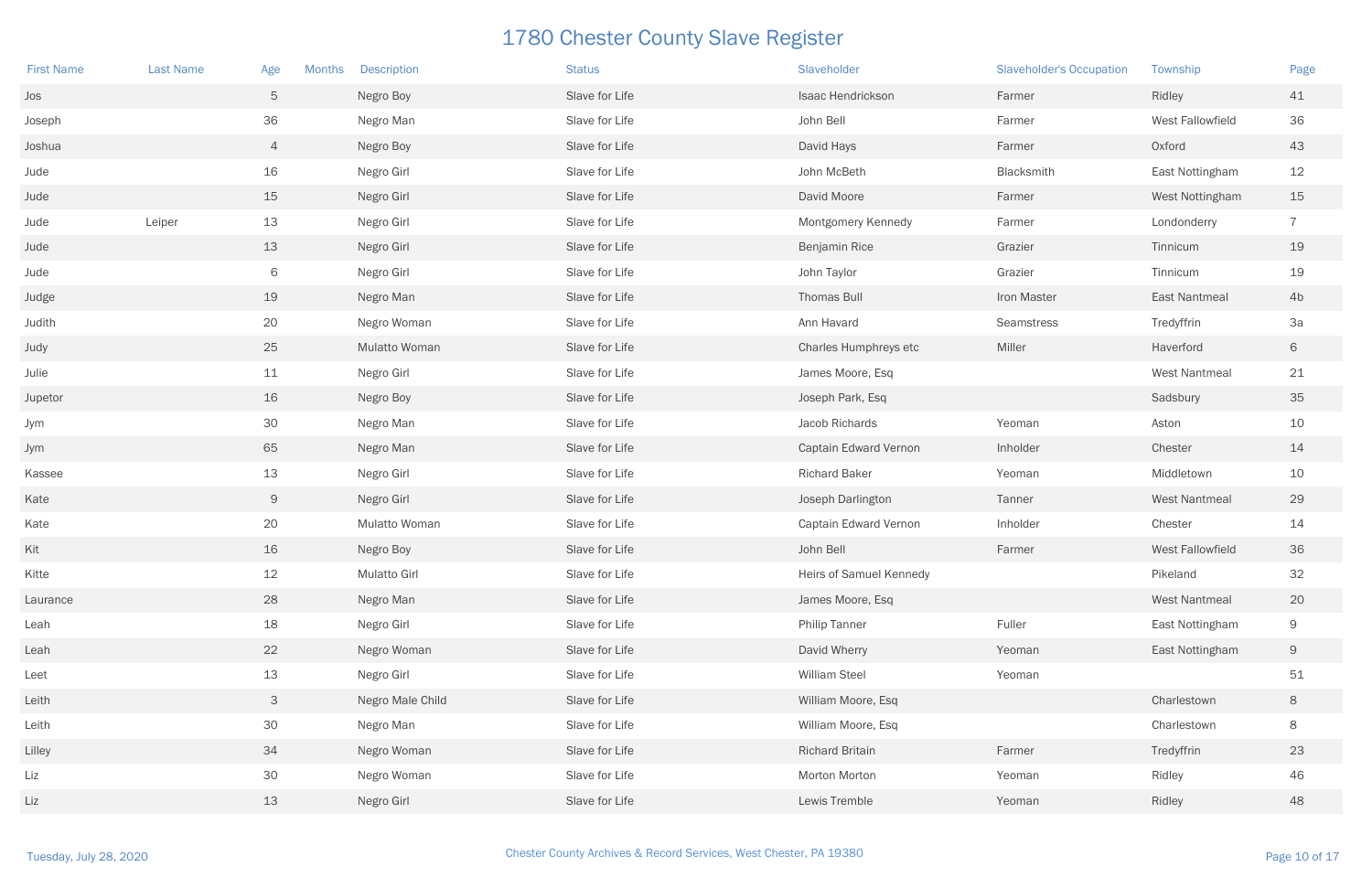# 1780 Chester County Slave Register

| First Name | Last Name | Age | Months | Description | Status | Slaveholder | Slaveholder's Occupation | Township | Page |
|---|---|---|---|---|---|---|---|---|---|
| Jos | | 5 | | Negro Boy | Slave for Life | Isaac Hendrickson | Farmer | Ridley | 41 |
| Joseph | | 36 | | Negro Man | Slave for Life | John Bell | Farmer | West Fallowfield | 36 |
| Joshua | | 4 | | Negro Boy | Slave for Life | David Hays | Farmer | Oxford | 43 |
| Jude | | 16 | | Negro Girl | Slave for Life | John McBeth | Blacksmith | East Nottingham | 12 |
| Jude | | 15 | | Negro Girl | Slave for Life | David Moore | Farmer | West Nottingham | 15 |
| Jude | Leiper | 13 | | Negro Girl | Slave for Life | Montgomery Kennedy | Farmer | Londonderry | 7 |
| Jude | | 13 | | Negro Girl | Slave for Life | Benjamin Rice | Grazier | Tinnicum | 19 |
| Jude | | 6 | | Negro Girl | Slave for Life | John Taylor | Grazier | Tinnicum | 19 |
| Judge | | 19 | | Negro Man | Slave for Life | Thomas Bull | Iron Master | East Nantmeal | 4b |
| Judith | | 20 | | Negro Woman | Slave for Life | Ann Havard | Seamstress | Tredyffrin | 3a |
| Judy | | 25 | | Mulatto Woman | Slave for Life | Charles Humphreys etc | Miller | Haverford | 6 |
| Julie | | 11 | | Negro Girl | Slave for Life | James Moore, Esq | | West Nantmeal | 21 |
| Jupetor | | 16 | | Negro Boy | Slave for Life | Joseph Park, Esq | | Sadsbury | 35 |
| Jym | | 30 | | Negro Man | Slave for Life | Jacob Richards | Yeoman | Aston | 10 |
| Jym | | 65 | | Negro Man | Slave for Life | Captain Edward Vernon | Inholder | Chester | 14 |
| Kassee | | 13 | | Negro Girl | Slave for Life | Richard Baker | Yeoman | Middletown | 10 |
| Kate | | 9 | | Negro Girl | Slave for Life | Joseph Darlington | Tanner | West Nantmeal | 29 |
| Kate | | 20 | | Mulatto Woman | Slave for Life | Captain Edward Vernon | Inholder | Chester | 14 |
| Kit | | 16 | | Negro Boy | Slave for Life | John Bell | Farmer | West Fallowfield | 36 |
| Kitte | | 12 | | Mulatto Girl | Slave for Life | Heirs of Samuel Kennedy | | Pikeland | 32 |
| Laurance | | 28 | | Negro Man | Slave for Life | James Moore, Esq | | West Nantmeal | 20 |
| Leah | | 18 | | Negro Girl | Slave for Life | Philip Tanner | Fuller | East Nottingham | 9 |
| Leah | | 22 | | Negro Woman | Slave for Life | David Wherry | Yeoman | East Nottingham | 9 |
| Leet | | 13 | | Negro Girl | Slave for Life | William Steel | Yeoman | | 51 |
| Leith | | 3 | | Negro Male Child | Slave for Life | William Moore, Esq | | Charlestown | 8 |
| Leith | | 30 | | Negro Man | Slave for Life | William Moore, Esq | | Charlestown | 8 |
| Lilley | | 34 | | Negro Woman | Slave for Life | Richard Britain | Farmer | Tredyffrin | 23 |
| Liz | | 30 | | Negro Woman | Slave for Life | Morton Morton | Yeoman | Ridley | 46 |
| Liz | | 13 | | Negro Girl | Slave for Life | Lewis Tremble | Yeoman | Ridley | 48 |

Tuesday, July 28, 2020

Chester County Archives & Record Services, West Chester, PA 19380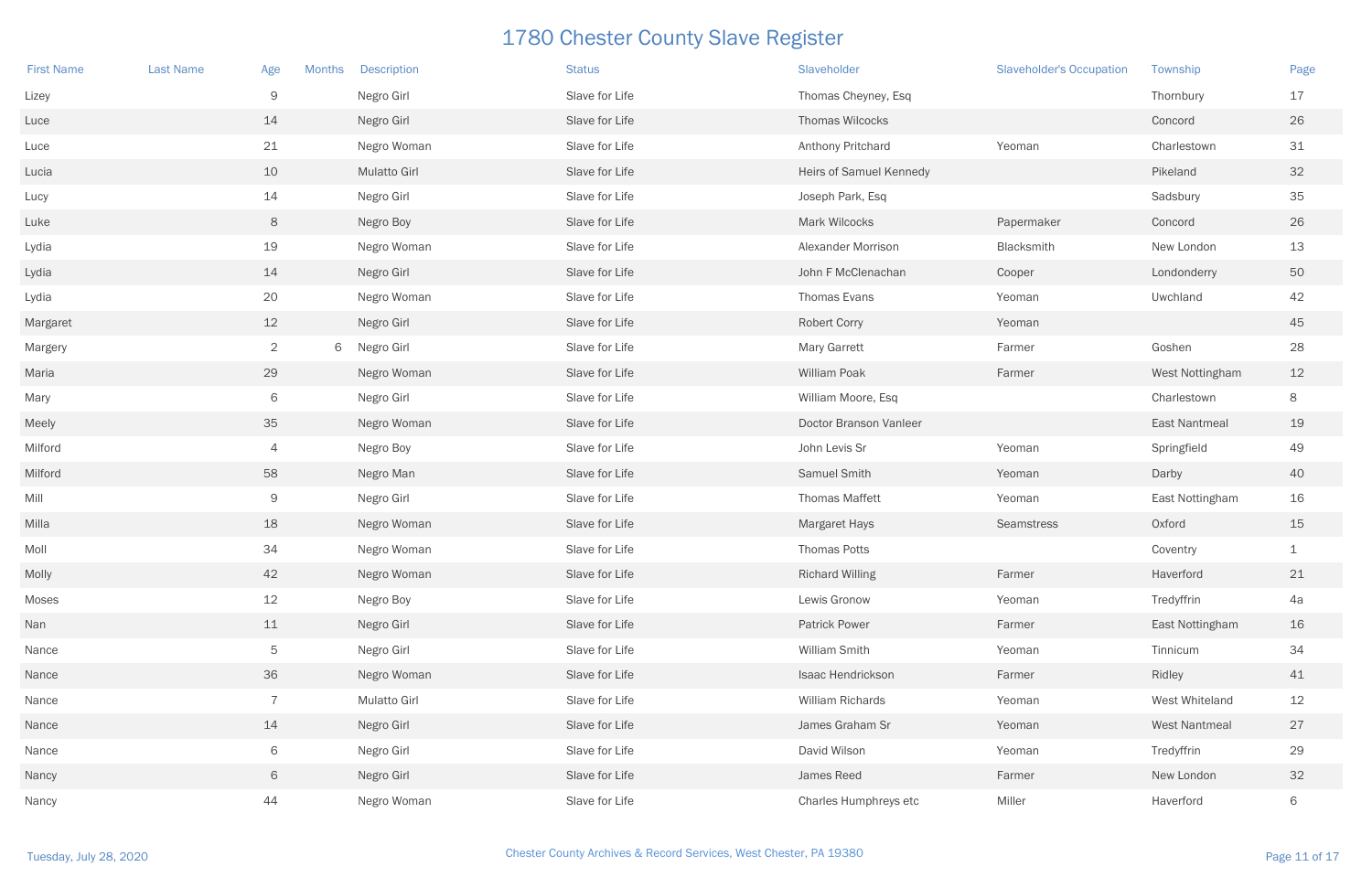# 1780 Chester County Slave Register

| First Name | Last Name | Age | Months | Description | Status | Slaveholder | Slaveholder's Occupation | Township | Page |
|---|---|---|---|---|---|---|---|---|---|
| Lizey | | 9 | | Negro Girl | Slave for Life | Thomas Cheyney, Esq | | Thornbury | 17 |
| Luce | | 14 | | Negro Girl | Slave for Life | Thomas Wilcocks | | Concord | 26 |
| Luce | | 21 | | Negro Woman | Slave for Life | Anthony Pritchard | Yeoman | Charlestown | 31 |
| Lucia | | 10 | | Mulatto Girl | Slave for Life | Heirs of Samuel Kennedy | | Pikeland | 32 |
| Lucy | | 14 | | Negro Girl | Slave for Life | Joseph Park, Esq | | Sadsbury | 35 |
| Luke | | 8 | | Negro Boy | Slave for Life | Mark Wilcocks | Papermaker | Concord | 26 |
| Lydia | | 19 | | Negro Woman | Slave for Life | Alexander Morrison | Blacksmith | New London | 13 |
| Lydia | | 14 | | Negro Girl | Slave for Life | John F McClenachan | Cooper | Londonderry | 50 |
| Lydia | | 20 | | Negro Woman | Slave for Life | Thomas Evans | Yeoman | Uwchland | 42 |
| Margaret | | 12 | | Negro Girl | Slave for Life | Robert Corry | Yeoman | | 45 |
| Margery | | 2 | 6 | Negro Girl | Slave for Life | Mary Garrett | Farmer | Goshen | 28 |
| Maria | | 29 | | Negro Woman | Slave for Life | William Poak | Farmer | West Nottingham | 12 |
| Mary | | 6 | | Negro Girl | Slave for Life | William Moore, Esq | | Charlestown | 8 |
| Meely | | 35 | | Negro Woman | Slave for Life | Doctor Branson Vanleer | | East Nantmeal | 19 |
| Milford | | 4 | | Negro Boy | Slave for Life | John Levis Sr | Yeoman | Springfield | 49 |
| Milford | | 58 | | Negro Man | Slave for Life | Samuel Smith | Yeoman | Darby | 40 |
| Mill | | 9 | | Negro Girl | Slave for Life | Thomas Maffett | Yeoman | East Nottingham | 16 |
| Milla | | 18 | | Negro Woman | Slave for Life | Margaret Hays | Seamstress | Oxford | 15 |
| Moll | | 34 | | Negro Woman | Slave for Life | Thomas Potts | | Coventry | 1 |
| Molly | | 42 | | Negro Woman | Slave for Life | Richard Willing | Farmer | Haverford | 21 |
| Moses | | 12 | | Negro Boy | Slave for Life | Lewis Gronow | Yeoman | Tredyffrin | 4a |
| Nan | | 11 | | Negro Girl | Slave for Life | Patrick Power | Farmer | East Nottingham | 16 |
| Nance | | 5 | | Negro Girl | Slave for Life | William Smith | Yeoman | Tinnicum | 34 |
| Nance | | 36 | | Negro Woman | Slave for Life | Isaac Hendrickson | Farmer | Ridley | 41 |
| Nance | | 7 | | Mulatto Girl | Slave for Life | William Richards | Yeoman | West Whiteland | 12 |
| Nance | | 14 | | Negro Girl | Slave for Life | James Graham Sr | Yeoman | West Nantmeal | 27 |
| Nance | | 6 | | Negro Girl | Slave for Life | David Wilson | Yeoman | Tredyffrin | 29 |
| Nancy | | 6 | | Negro Girl | Slave for Life | James Reed | Farmer | New London | 32 |
| Nancy | | 44 | | Negro Woman | Slave for Life | Charles Humphreys etc | Miller | Haverford | 6 |

Tuesday, July 28, 2020

Chester County Archives & Record Services, West Chester, PA 19380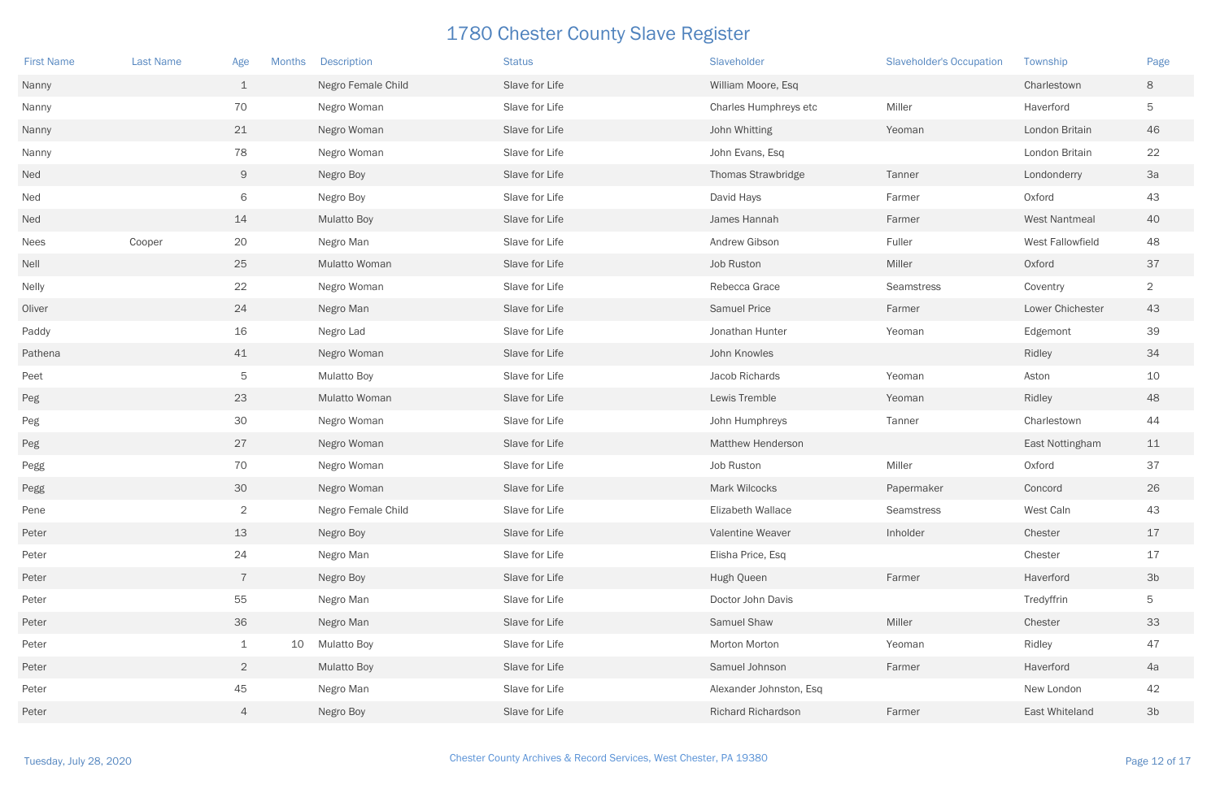# 1780 Chester County Slave Register

| First Name | Last Name | Age | Months | Description | Status | Slaveholder | Slaveholder's Occupation | Township | Page |
|---|---|---|---|---|---|---|---|---|---|
| Nanny | | 1 | | Negro Female Child | Slave for Life | William Moore, Esq | | Charlestown | 8 |
| Nanny | | 70 | | Negro Woman | Slave for Life | Charles Humphreys etc | Miller | Haverford | 5 |
| Nanny | | 21 | | Negro Woman | Slave for Life | John Whitting | Yeoman | London Britain | 46 |
| Nanny | | 78 | | Negro Woman | Slave for Life | John Evans, Esq | | London Britain | 22 |
| Ned | | 9 | | Negro Boy | Slave for Life | Thomas Strawbridge | Tanner | Londonderry | 3a |
| Ned | | 6 | | Negro Boy | Slave for Life | David Hays | Farmer | Oxford | 43 |
| Ned | | 14 | | Mulatto Boy | Slave for Life | James Hannah | Farmer | West Nantmeal | 40 |
| Nees | Cooper | 20 | | Negro Man | Slave for Life | Andrew Gibson | Fuller | West Fallowfield | 48 |
| Nell | | 25 | | Mulatto Woman | Slave for Life | Job Ruston | Miller | Oxford | 37 |
| Nelly | | 22 | | Negro Woman | Slave for Life | Rebecca Grace | Seamstress | Coventry | 2 |
| Oliver | | 24 | | Negro Man | Slave for Life | Samuel Price | Farmer | Lower Chichester | 43 |
| Paddy | | 16 | | Negro Lad | Slave for Life | Jonathan Hunter | Yeoman | Edgemont | 39 |
| Pathena | | 41 | | Negro Woman | Slave for Life | John Knowles | | Ridley | 34 |
| Peet | | 5 | | Mulatto Boy | Slave for Life | Jacob Richards | Yeoman | Aston | 10 |
| Peg | | 23 | | Mulatto Woman | Slave for Life | Lewis Tremble | Yeoman | Ridley | 48 |
| Peg | | 30 | | Negro Woman | Slave for Life | John Humphreys | Tanner | Charlestown | 44 |
| Peg | | 27 | | Negro Woman | Slave for Life | Matthew Henderson | | East Nottingham | 11 |
| Pegg | | 70 | | Negro Woman | Slave for Life | Job Ruston | Miller | Oxford | 37 |
| Pegg | | 30 | | Negro Woman | Slave for Life | Mark Wilcocks | Papermaker | Concord | 26 |
| Pene | | 2 | | Negro Female Child | Slave for Life | Elizabeth Wallace | Seamstress | West Caln | 43 |
| Peter | | 13 | | Negro Boy | Slave for Life | Valentine Weaver | Inholder | Chester | 17 |
| Peter | | 24 | | Negro Man | Slave for Life | Elisha Price, Esq | | Chester | 17 |
| Peter | | 7 | | Negro Boy | Slave for Life | Hugh Queen | Farmer | Haverford | 3b |
| Peter | | 55 | | Negro Man | Slave for Life | Doctor John Davis | | Tredyffrin | 5 |
| Peter | | 36 | | Negro Man | Slave for Life | Samuel Shaw | Miller | Chester | 33 |
| Peter | | 1 | 10 | Mulatto Boy | Slave for Life | Morton Morton | Yeoman | Ridley | 47 |
| Peter | | 2 | | Mulatto Boy | Slave for Life | Samuel Johnson | Farmer | Haverford | 4a |
| Peter | | 45 | | Negro Man | Slave for Life | Alexander Johnston, Esq | | New London | 42 |
| Peter | | 4 | | Negro Boy | Slave for Life | Richard Richardson | Farmer | East Whiteland | 3b |

Tuesday, July 28, 2020

Chester County Archives & Record Services, West Chester, PA 19380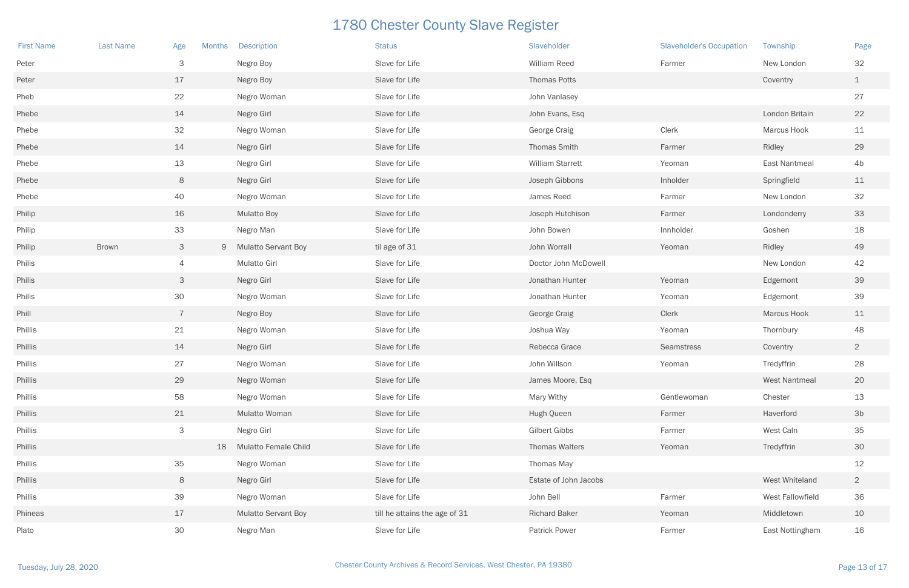# 1780 Chester County Slave Register

| First Name | Last Name | Age | Months | Description | Status | Slaveholder | Slaveholder's Occupation | Township | Page |
|---|---|---|---|---|---|---|---|---|---|
| Peter | | 3 | | Negro Boy | Slave for Life | William Reed | Farmer | New London | 32 |
| Peter | | 17 | | Negro Boy | Slave for Life | Thomas Potts | | Coventry | 1 |
| Pheb | | 22 | | Negro Woman | Slave for Life | John Vanlasey | | | 27 |
| Phebe | | 14 | | Negro Girl | Slave for Life | John Evans, Esq | | London Britain | 22 |
| Phebe | | 32 | | Negro Woman | Slave for Life | George Craig | Clerk | Marcus Hook | 11 |
| Phebe | | 14 | | Negro Girl | Slave for Life | Thomas Smith | Farmer | Ridley | 29 |
| Phebe | | 13 | | Negro Girl | Slave for Life | William Starrett | Yeoman | East Nantmeal | 4b |
| Phebe | | 8 | | Negro Girl | Slave for Life | Joseph Gibbons | Inholder | Springfield | 11 |
| Phebe | | 40 | | Negro Woman | Slave for Life | James Reed | Farmer | New London | 32 |
| Philip | | 16 | | Mulatto Boy | Slave for Life | Joseph Hutchison | Farmer | Londonderry | 33 |
| Philip | | 33 | | Negro Man | Slave for Life | John Bowen | Innholder | Goshen | 18 |
| Philip | Brown | 3 | 9 | Mulatto Servant Boy | til age of 31 | John Worrall | Yeoman | Ridley | 49 |
| Philis | | 4 | | Mulatto Girl | Slave for Life | Doctor John McDowell | | New London | 42 |
| Philis | | 3 | | Negro Girl | Slave for Life | Jonathan Hunter | Yeoman | Edgemont | 39 |
| Philis | | 30 | | Negro Woman | Slave for Life | Jonathan Hunter | Yeoman | Edgemont | 39 |
| Phill | | 7 | | Negro Boy | Slave for Life | George Craig | Clerk | Marcus Hook | 11 |
| Phillis | | 21 | | Negro Woman | Slave for Life | Joshua Way | Yeoman | Thornbury | 48 |
| Phillis | | 14 | | Negro Girl | Slave for Life | Rebecca Grace | Seamstress | Coventry | 2 |
| Phillis | | 27 | | Negro Woman | Slave for Life | John Willson | Yeoman | Tredyffrin | 28 |
| Phillis | | 29 | | Negro Woman | Slave for Life | James Moore, Esq | | West Nantmeal | 20 |
| Phillis | | 58 | | Negro Woman | Slave for Life | Mary Withy | Gentlewoman | Chester | 13 |
| Phillis | | 21 | | Mulatto Woman | Slave for Life | Hugh Queen | Farmer | Haverford | 3b |
| Phillis | | 3 | | Negro Girl | Slave for Life | Gilbert Gibbs | Farmer | West Caln | 35 |
| Phillis | | | 18 | Mulatto Female Child | Slave for Life | Thomas Walters | Yeoman | Tredyffrin | 30 |
| Phillis | | 35 | | Negro Woman | Slave for Life | Thomas May | | | 12 |
| Phillis | | 8 | | Negro Girl | Slave for Life | Estate of John Jacobs | | West Whiteland | 2 |
| Phillis | | 39 | | Negro Woman | Slave for Life | John Bell | Farmer | West Fallowfield | 36 |
| Phineas | | 17 | | Mulatto Servant Boy | till he attains the age of 31 | Richard Baker | Yeoman | Middletown | 10 |
| Plato | | 30 | | Negro Man | Slave for Life | Patrick Power | Farmer | East Nottingham | 16 |

Tuesday, July 28, 2020

Chester County Archives & Record Services, West Chester, PA 19380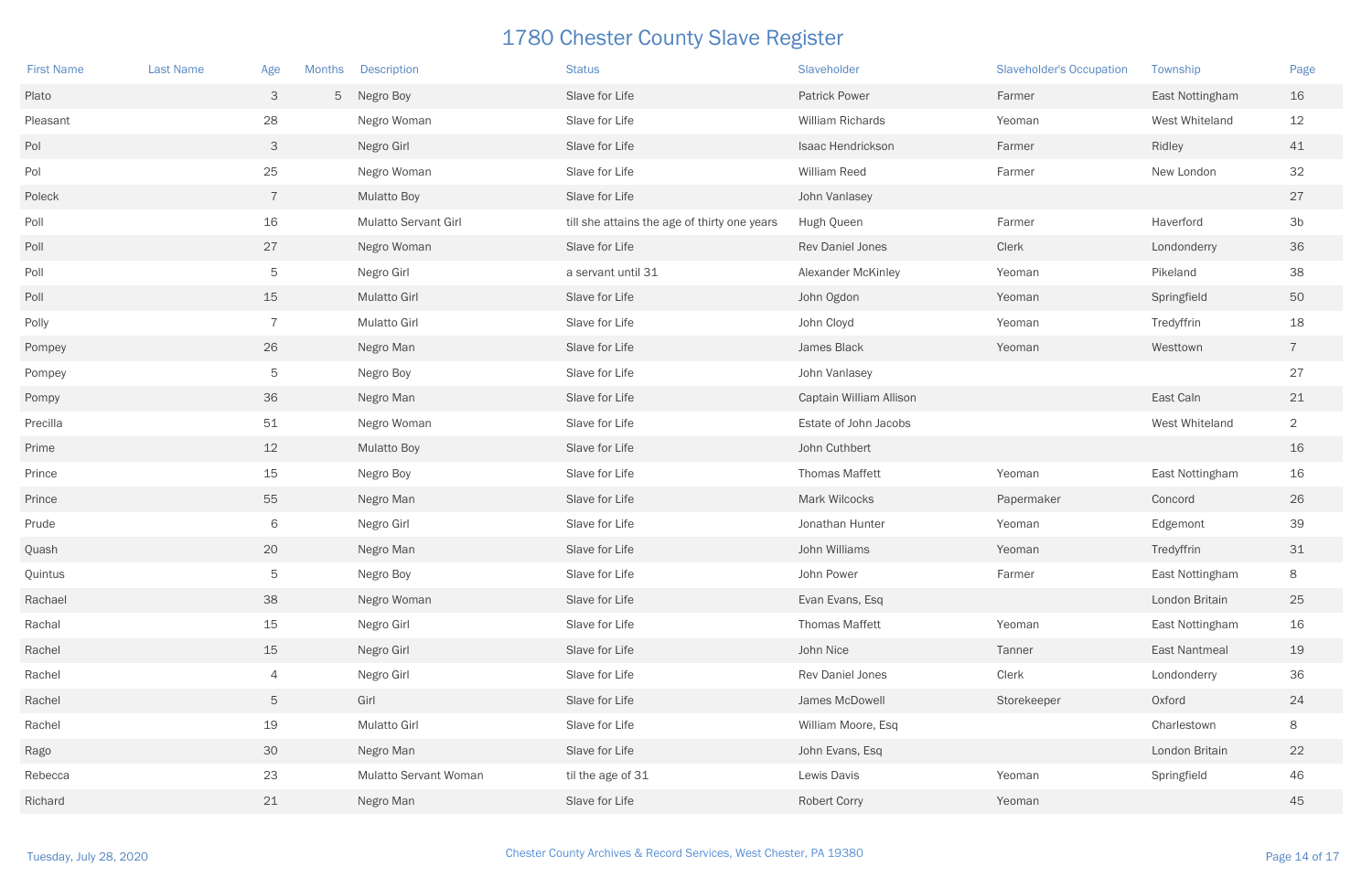# 1780 Chester County Slave Register

| First Name | Last Name | Age | Months | Description | Status | Slaveholder | Slaveholder's Occupation | Township | Page |
|---|---|---|---|---|---|---|---|---|---|
| Plato | | 3 | 5 | Negro Boy | Slave for Life | Patrick Power | Farmer | East Nottingham | 16 |
| Pleasant | | 28 | | Negro Woman | Slave for Life | William Richards | Yeoman | West Whiteland | 12 |
| Pol | | 3 | | Negro Girl | Slave for Life | Isaac Hendrickson | Farmer | Ridley | 41 |
| Pol | | 25 | | Negro Woman | Slave for Life | William Reed | Farmer | New London | 32 |
| Poleck | | 7 | | Mulatto Boy | Slave for Life | John Vanlasey | | | 27 |
| Poll | | 16 | | Mulatto Servant Girl | till she attains the age of thirty one years | Hugh Queen | Farmer | Haverford | 3b |
| Poll | | 27 | | Negro Woman | Slave for Life | Rev Daniel Jones | Clerk | Londonderry | 36 |
| Poll | | 5 | | Negro Girl | a servant until 31 | Alexander McKinley | Yeoman | Pikeland | 38 |
| Poll | | 15 | | Mulatto Girl | Slave for Life | John Ogdon | Yeoman | Springfield | 50 |
| Polly | | 7 | | Mulatto Girl | Slave for Life | John Cloyd | Yeoman | Tredyffrin | 18 |
| Pompey | | 26 | | Negro Man | Slave for Life | James Black | Yeoman | Westtown | 7 |
| Pompey | | 5 | | Negro Boy | Slave for Life | John Vanlasey | | | 27 |
| Pompy | | 36 | | Negro Man | Slave for Life | Captain William Allison | | East Caln | 21 |
| Precilla | | 51 | | Negro Woman | Slave for Life | Estate of John Jacobs | | West Whiteland | 2 |
| Prime | | 12 | | Mulatto Boy | Slave for Life | John Cuthbert | | | 16 |
| Prince | | 15 | | Negro Boy | Slave for Life | Thomas Maffett | Yeoman | East Nottingham | 16 |
| Prince | | 55 | | Negro Man | Slave for Life | Mark Wilcocks | Papermaker | Concord | 26 |
| Prude | | 6 | | Negro Girl | Slave for Life | Jonathan Hunter | Yeoman | Edgemont | 39 |
| Quash | | 20 | | Negro Man | Slave for Life | John Williams | Yeoman | Tredyffrin | 31 |
| Quintus | | 5 | | Negro Boy | Slave for Life | John Power | Farmer | East Nottingham | 8 |
| Rachael | | 38 | | Negro Woman | Slave for Life | Evan Evans, Esq | | London Britain | 25 |
| Rachal | | 15 | | Negro Girl | Slave for Life | Thomas Maffett | Yeoman | East Nottingham | 16 |
| Rachel | | 15 | | Negro Girl | Slave for Life | John Nice | Tanner | East Nantmeal | 19 |
| Rachel | | 4 | | Negro Girl | Slave for Life | Rev Daniel Jones | Clerk | Londonderry | 36 |
| Rachel | | 5 | | Girl | Slave for Life | James McDowell | Storekeeper | Oxford | 24 |
| Rachel | | 19 | | Mulatto Girl | Slave for Life | William Moore, Esq | | Charlestown | 8 |
| Rago | | 30 | | Negro Man | Slave for Life | John Evans, Esq | | London Britain | 22 |
| Rebecca | | 23 | | Mulatto Servant Woman | til the age of 31 | Lewis Davis | Yeoman | Springfield | 46 |
| Richard | | 21 | | Negro Man | Slave for Life | Robert Corry | Yeoman | | 45 |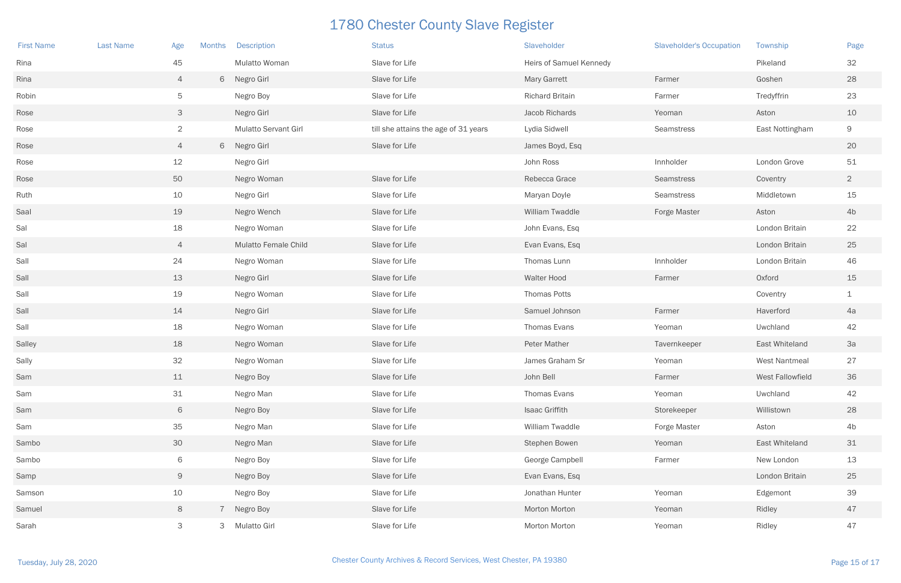# 1780 Chester County Slave Register

| First Name | Last Name | Age | Months | Description | Status | Slaveholder | Slaveholder's Occupation | Township | Page |
|---|---|---|---|---|---|---|---|---|---|
| Rina | | 45 | | Mulatto Woman | Slave for Life | Heirs of Samuel Kennedy | | Pikeland | 32 |
| Rina | | 4 | 6 | Negro Girl | Slave for Life | Mary Garrett | Farmer | Goshen | 28 |
| Robin | | 5 | | Negro Boy | Slave for Life | Richard Britain | Farmer | Tredyffrin | 23 |
| Rose | | 3 | | Negro Girl | Slave for Life | Jacob Richards | Yeoman | Aston | 10 |
| Rose | | 2 | | Mulatto Servant Girl | till she attains the age of 31 years | Lydia Sidwell | Seamstress | East Nottingham | 9 |
| Rose | | 4 | 6 | Negro Girl | Slave for Life | James Boyd, Esq | | | 20 |
| Rose | | 12 | | Negro Girl | | John Ross | Innholder | London Grove | 51 |
| Rose | | 50 | | Negro Woman | Slave for Life | Rebecca Grace | Seamstress | Coventry | 2 |
| Ruth | | 10 | | Negro Girl | Slave for Life | Maryan Doyle | Seamstress | Middletown | 15 |
| Saal | | 19 | | Negro Wench | Slave for Life | William Twaddle | Forge Master | Aston | 4b |
| Sal | | 18 | | Negro Woman | Slave for Life | John Evans, Esq | | London Britain | 22 |
| Sal | | 4 | | Mulatto Female Child | Slave for Life | Evan Evans, Esq | | London Britain | 25 |
| Sall | | 24 | | Negro Woman | Slave for Life | Thomas Lunn | Innholder | London Britain | 46 |
| Sall | | 13 | | Negro Girl | Slave for Life | Walter Hood | Farmer | Oxford | 15 |
| Sall | | 19 | | Negro Woman | Slave for Life | Thomas Potts | | Coventry | 1 |
| Sall | | 14 | | Negro Girl | Slave for Life | Samuel Johnson | Farmer | Haverford | 4a |
| Sall | | 18 | | Negro Woman | Slave for Life | Thomas Evans | Yeoman | Uwchland | 42 |
| Salley | | 18 | | Negro Woman | Slave for Life | Peter Mather | Tavernkeeper | East Whiteland | 3a |
| Sally | | 32 | | Negro Woman | Slave for Life | James Graham Sr | Yeoman | West Nantmeal | 27 |
| Sam | | 11 | | Negro Boy | Slave for Life | John Bell | Farmer | West Fallowfield | 36 |
| Sam | | 31 | | Negro Man | Slave for Life | Thomas Evans | Yeoman | Uwchland | 42 |
| Sam | | 6 | | Negro Boy | Slave for Life | Isaac Griffith | Storekeeper | Willistown | 28 |
| Sam | | 35 | | Negro Man | Slave for Life | William Twaddle | Forge Master | Aston | 4b |
| Sambo | | 30 | | Negro Man | Slave for Life | Stephen Bowen | Yeoman | East Whiteland | 31 |
| Sambo | | 6 | | Negro Boy | Slave for Life | George Campbell | Farmer | New London | 13 |
| Samp | | 9 | | Negro Boy | Slave for Life | Evan Evans, Esq | | London Britain | 25 |
| Samson | | 10 | | Negro Boy | Slave for Life | Jonathan Hunter | Yeoman | Edgemont | 39 |
| Samuel | | 8 | 7 | Negro Boy | Slave for Life | Morton Morton | Yeoman | Ridley | 47 |
| Sarah | | 3 | 3 | Mulatto Girl | Slave for Life | Morton Morton | Yeoman | Ridley | 47 |

Tuesday, July 28, 2020

Chester County Archives & Record Services, West Chester, PA 19380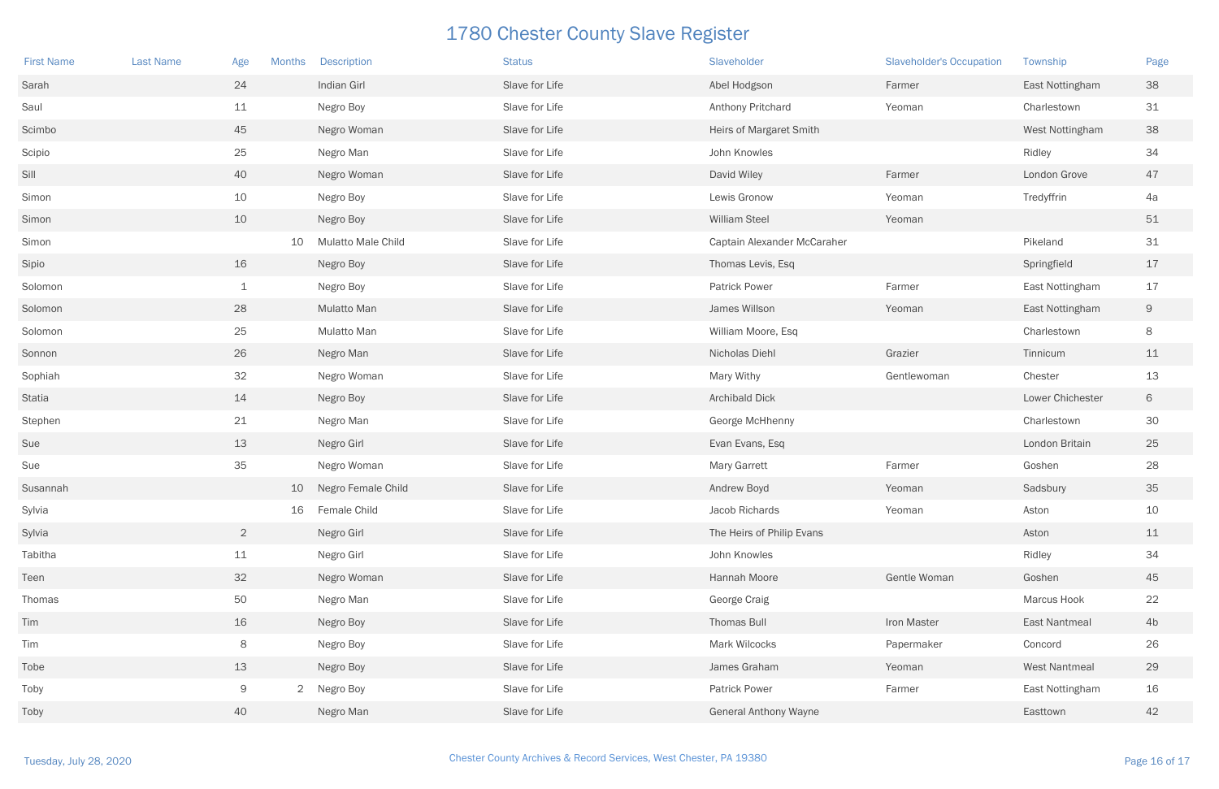# 1780 Chester County Slave Register

| First Name | Last Name | Age | Months | Description | Status | Slaveholder | Slaveholder's Occupation | Township | Page |
|---|---|---|---|---|---|---|---|---|---|
| Sarah | | 24 | | Indian Girl | Slave for Life | Abel Hodgson | Farmer | East Nottingham | 38 |
| Saul | | 11 | | Negro Boy | Slave for Life | Anthony Pritchard | Yeoman | Charlestown | 31 |
| Scimbo | | 45 | | Negro Woman | Slave for Life | Heirs of Margaret Smith | | West Nottingham | 38 |
| Scipio | | 25 | | Negro Man | Slave for Life | John Knowles | | Ridley | 34 |
| Sill | | 40 | | Negro Woman | Slave for Life | David Wiley | Farmer | London Grove | 47 |
| Simon | | 10 | | Negro Boy | Slave for Life | Lewis Gronow | Yeoman | Tredyffrin | 4a |
| Simon | | 10 | | Negro Boy | Slave for Life | William Steel | Yeoman | | 51 |
| Simon | | | 10 | Mulatto Male Child | Slave for Life | Captain Alexander McCaraher | | Pikeland | 31 |
| Sipio | | 16 | | Negro Boy | Slave for Life | Thomas Levis, Esq | | Springfield | 17 |
| Solomon | | 1 | | Negro Boy | Slave for Life | Patrick Power | Farmer | East Nottingham | 17 |
| Solomon | | 28 | | Mulatto Man | Slave for Life | James Willson | Yeoman | East Nottingham | 9 |
| Solomon | | 25 | | Mulatto Man | Slave for Life | William Moore, Esq | | Charlestown | 8 |
| Sonnon | | 26 | | Negro Man | Slave for Life | Nicholas Diehl | Grazier | Tinnicum | 11 |
| Sophiah | | 32 | | Negro Woman | Slave for Life | Mary Withy | Gentlewoman | Chester | 13 |
| Statia | | 14 | | Negro Boy | Slave for Life | Archibald Dick | | Lower Chichester | 6 |
| Stephen | | 21 | | Negro Man | Slave for Life | George McHhenny | | Charlestown | 30 |
| Sue | | 13 | | Negro Girl | Slave for Life | Evan Evans, Esq | | London Britain | 25 |
| Sue | | 35 | | Negro Woman | Slave for Life | Mary Garrett | Farmer | Goshen | 28 |
| Susannah | | | 10 | Negro Female Child | Slave for Life | Andrew Boyd | Yeoman | Sadsbury | 35 |
| Sylvia | | | 16 | Female Child | Slave for Life | Jacob Richards | Yeoman | Aston | 10 |
| Sylvia | | 2 | | Negro Girl | Slave for Life | The Heirs of Philip Evans | | Aston | 11 |
| Tabitha | | 11 | | Negro Girl | Slave for Life | John Knowles | | Ridley | 34 |
| Teen | | 32 | | Negro Woman | Slave for Life | Hannah Moore | Gentle Woman | Goshen | 45 |
| Thomas | | 50 | | Negro Man | Slave for Life | George Craig | | Marcus Hook | 22 |
| Tim | | 16 | | Negro Boy | Slave for Life | Thomas Bull | Iron Master | East Nantmeal | 4b |
| Tim | | 8 | | Negro Boy | Slave for Life | Mark Wilcocks | Papermaker | Concord | 26 |
| Tobe | | 13 | | Negro Boy | Slave for Life | James Graham | Yeoman | West Nantmeal | 29 |
| Toby | | 9 | 2 | Negro Boy | Slave for Life | Patrick Power | Farmer | East Nottingham | 16 |
| Toby | | 40 | | Negro Man | Slave for Life | General Anthony Wayne | | Easttown | 42 |

Chester County Archives & Record Services, West Chester, PA 19380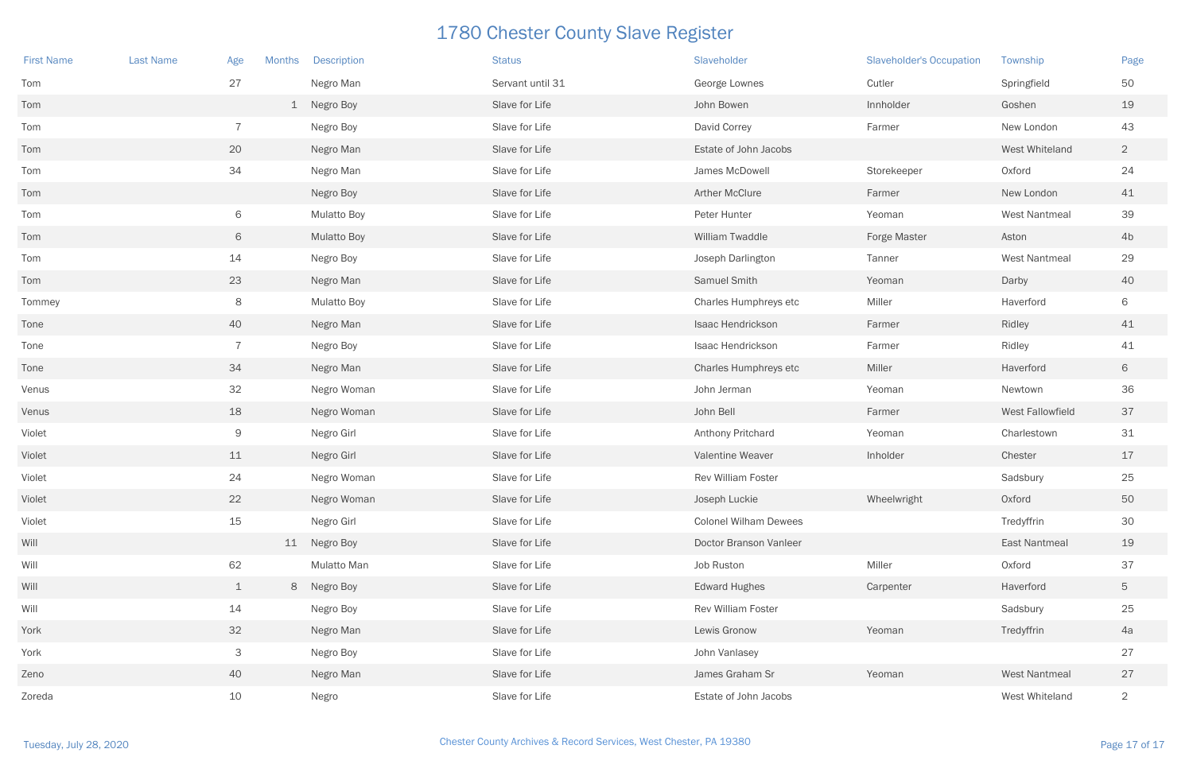# 1780 Chester County Slave Register

| First Name | Last Name | Age | Months | Description | Status | Slaveholder | Slaveholder's Occupation | Township | Page |
|---|---|---|---|---|---|---|---|---|---|
| Tom | | 27 | | Negro Man | Servant until 31 | George Lownes | Cutler | Springfield | 50 |
| Tom | | | 1 | Negro Boy | Slave for Life | John Bowen | Innholder | Goshen | 19 |
| Tom | | 7 | | Negro Boy | Slave for Life | David Correy | Farmer | New London | 43 |
| Tom | | 20 | | Negro Man | Slave for Life | Estate of John Jacobs | | West Whiteland | 2 |
| Tom | | 34 | | Negro Man | Slave for Life | James McDowell | Storekeeper | Oxford | 24 |
| Tom | | | | Negro Boy | Slave for Life | Arther McClure | Farmer | New London | 41 |
| Tom | | 6 | | Mulatto Boy | Slave for Life | Peter Hunter | Yeoman | West Nantmeal | 39 |
| Tom | | 6 | | Mulatto Boy | Slave for Life | William Twaddle | Forge Master | Aston | 4b |
| Tom | | 14 | | Negro Boy | Slave for Life | Joseph Darlington | Tanner | West Nantmeal | 29 |
| Tom | | 23 | | Negro Man | Slave for Life | Samuel Smith | Yeoman | Darby | 40 |
| Tommey | | 8 | | Mulatto Boy | Slave for Life | Charles Humphreys etc | Miller | Haverford | 6 |
| Tone | | 40 | | Negro Man | Slave for Life | Isaac Hendrickson | Farmer | Ridley | 41 |
| Tone | | 7 | | Negro Boy | Slave for Life | Isaac Hendrickson | Farmer | Ridley | 41 |
| Tone | | 34 | | Negro Man | Slave for Life | Charles Humphreys etc | Miller | Haverford | 6 |
| Venus | | 32 | | Negro Woman | Slave for Life | John Jerman | Yeoman | Newtown | 36 |
| Venus | | 18 | | Negro Woman | Slave for Life | John Bell | Farmer | West Fallowfield | 37 |
| Violet | | 9 | | Negro Girl | Slave for Life | Anthony Pritchard | Yeoman | Charlestown | 31 |
| Violet | | 11 | | Negro Girl | Slave for Life | Valentine Weaver | Inholder | Chester | 17 |
| Violet | | 24 | | Negro Woman | Slave for Life | Rev William Foster | | Sadsbury | 25 |
| Violet | | 22 | | Negro Woman | Slave for Life | Joseph Luckie | Wheelwright | Oxford | 50 |
| Violet | | 15 | | Negro Girl | Slave for Life | Colonel Wilham Dewees | | Tredyffrin | 30 |
| Will | | | 11 | Negro Boy | Slave for Life | Doctor Branson Vanleer | | East Nantmeal | 19 |
| Will | | 62 | | Mulatto Man | Slave for Life | Job Ruston | Miller | Oxford | 37 |
| Will | | 1 | 8 | Negro Boy | Slave for Life | Edward Hughes | Carpenter | Haverford | 5 |
| Will | | 14 | | Negro Boy | Slave for Life | Rev William Foster | | Sadsbury | 25 |
| York | | 32 | | Negro Man | Slave for Life | Lewis Gronow | Yeoman | Tredyffrin | 4a |
| York | | 3 | | Negro Boy | Slave for Life | John Vanlasey | | | 27 |
| Zeno | | 40 | | Negro Man | Slave for Life | James Graham Sr | Yeoman | West Nantmeal | 27 |
| Zoreda | | 10 | | Negro | Slave for Life | Estate of John Jacobs | | West Whiteland | 2 |

Tuesday, July 28, 2020

Chester County Archives & Record Services, West Chester, PA 19380